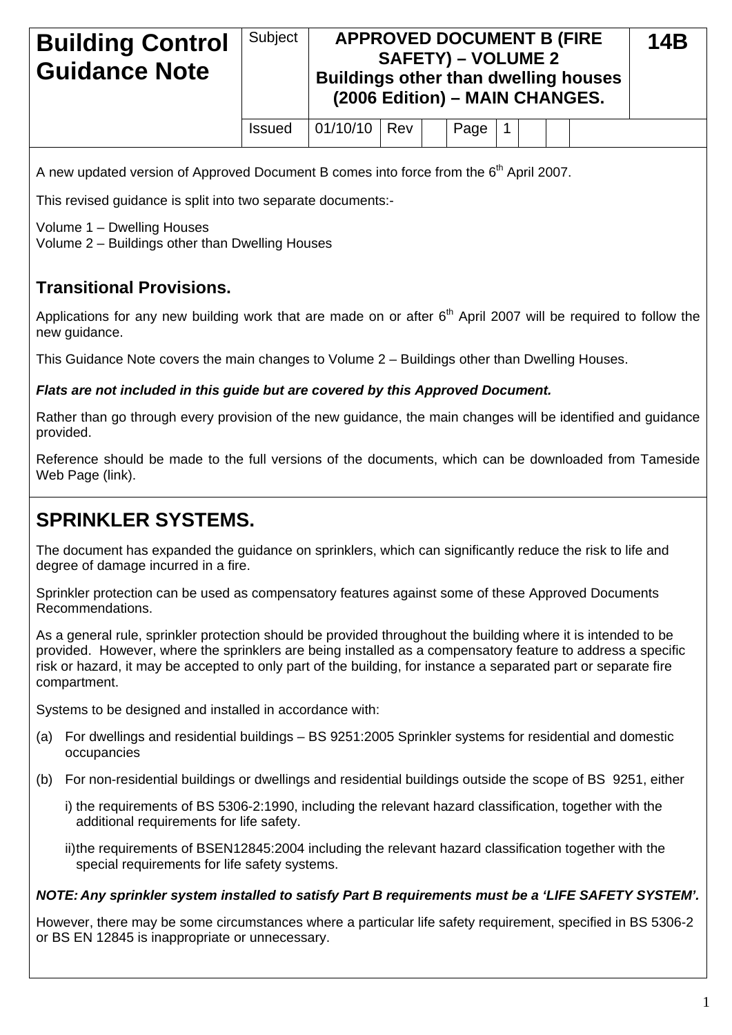| Building Control Guidance Note | Subject | APPROVED DOCUMENT B (FIRE SAFETY) – VOLUME 2 Buildings other than dwelling houses (2006 Edition) – MAIN CHANGES. | | | | | | | 14B |
|---|---|---|---|---|---|---|---|---|---|
| | Issued | 01/10/10 | Rev | | Page | 1 | | | |

A new updated version of Approved Document B comes into force from the 6th April 2007.

This revised guidance is split into two separate documents:-

Volume 1 – Dwelling Houses
Volume 2 – Buildings other than Dwelling Houses

## Transitional Provisions.

Applications for any new building work that are made on or after 6th April 2007 will be required to follow the new guidance.

This Guidance Note covers the main changes to Volume 2 – Buildings other than Dwelling Houses.

***Flats are not included in this guide but are covered by this Approved Document.***

Rather than go through every provision of the new guidance, the main changes will be identified and guidance provided.

Reference should be made to the full versions of the documents, which can be downloaded from Tameside Web Page (link).

# SPRINKLER SYSTEMS.

The document has expanded the guidance on sprinklers, which can significantly reduce the risk to life and degree of damage incurred in a fire.

Sprinkler protection can be used as compensatory features against some of these Approved Documents Recommendations.

As a general rule, sprinkler protection should be provided throughout the building where it is intended to be provided. However, where the sprinklers are being installed as a compensatory feature to address a specific risk or hazard, it may be accepted to only part of the building, for instance a separated part or separate fire compartment.

Systems to be designed and installed in accordance with:

(a) For dwellings and residential buildings – BS 9251:2005 Sprinkler systems for residential and domestic occupancies

(b) For non-residential buildings or dwellings and residential buildings outside the scope of BS 9251, either

  i) the requirements of BS 5306-2:1990, including the relevant hazard classification, together with the additional requirements for life safety.

  ii) the requirements of BSEN12845:2004 including the relevant hazard classification together with the special requirements for life safety systems.

***NOTE: Any sprinkler system installed to satisfy Part B requirements must be a 'LIFE SAFETY SYSTEM'.***

However, there may be some circumstances where a particular life safety requirement, specified in BS 5306-2 or BS EN 12845 is inappropriate or unnecessary.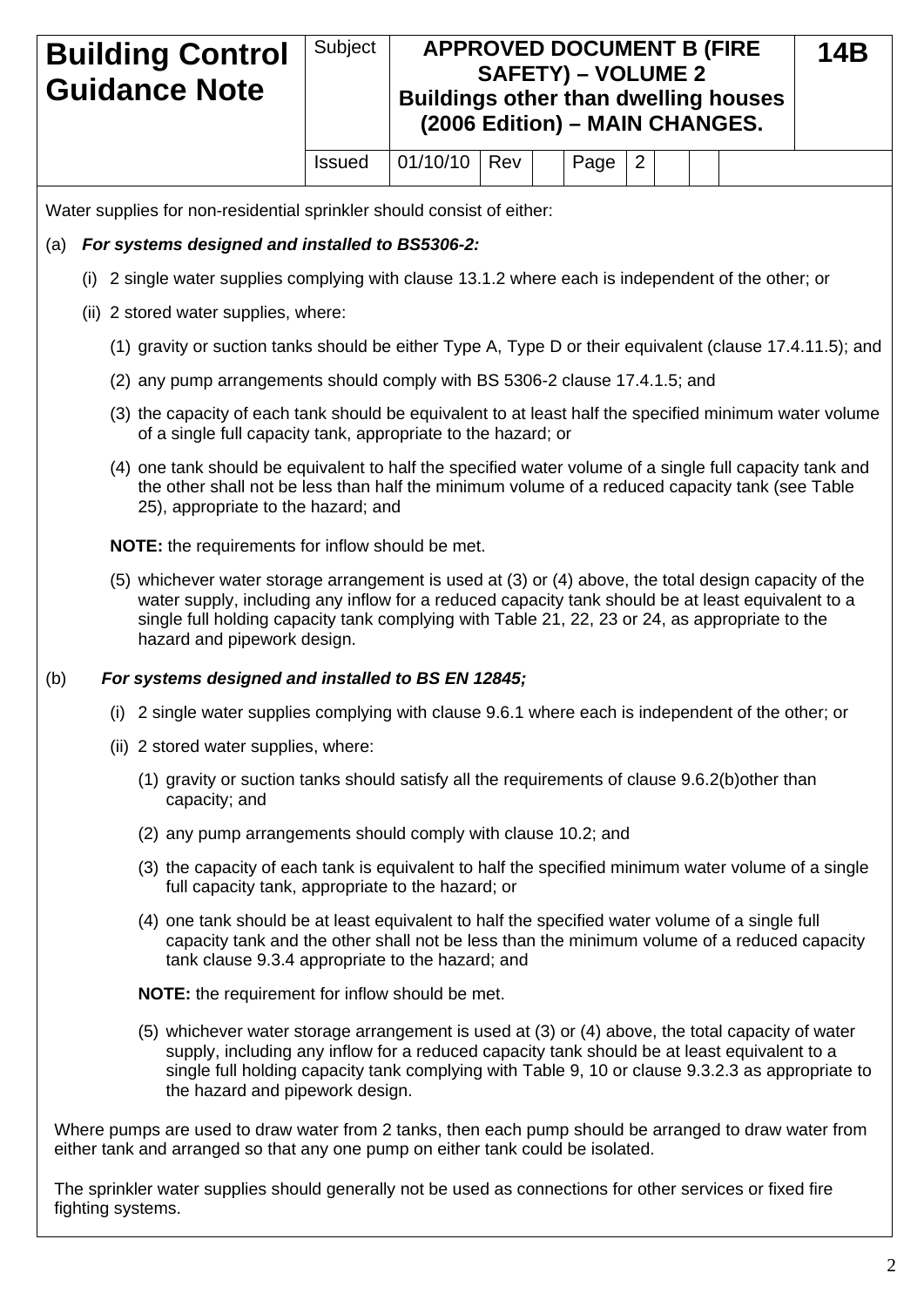Water supplies for non-residential sprinkler should consist of either:

(a) ***For systems designed and installed to BS5306-2:***

(i) 2 single water supplies complying with clause 13.1.2 where each is independent of the other; or

(ii) 2 stored water supplies, where:

(1) gravity or suction tanks should be either Type A, Type D or their equivalent (clause 17.4.11.5); and

(2) any pump arrangements should comply with BS 5306-2 clause 17.4.1.5; and

(3) the capacity of each tank should be equivalent to at least half the specified minimum water volume of a single full capacity tank, appropriate to the hazard; or

(4) one tank should be equivalent to half the specified water volume of a single full capacity tank and the other shall not be less than half the minimum volume of a reduced capacity tank (see Table 25), appropriate to the hazard; and

**NOTE:** the requirements for inflow should be met.

(5) whichever water storage arrangement is used at (3) or (4) above, the total design capacity of the water supply, including any inflow for a reduced capacity tank should be at least equivalent to a single full holding capacity tank complying with Table 21, 22, 23 or 24, as appropriate to the hazard and pipework design.

(b) ***For systems designed and installed to BS EN 12845;***

(i) 2 single water supplies complying with clause 9.6.1 where each is independent of the other; or

(ii) 2 stored water supplies, where:

(1) gravity or suction tanks should satisfy all the requirements of clause 9.6.2(b)other than capacity; and

(2) any pump arrangements should comply with clause 10.2; and

(3) the capacity of each tank is equivalent to half the specified minimum water volume of a single full capacity tank, appropriate to the hazard; or

(4) one tank should be at least equivalent to half the specified water volume of a single full capacity tank and the other shall not be less than the minimum volume of a reduced capacity tank clause 9.3.4 appropriate to the hazard; and

**NOTE:** the requirement for inflow should be met.

(5) whichever water storage arrangement is used at (3) or (4) above, the total capacity of water supply, including any inflow for a reduced capacity tank should be at least equivalent to a single full holding capacity tank complying with Table 9, 10 or clause 9.3.2.3 as appropriate to the hazard and pipework design.

Where pumps are used to draw water from 2 tanks, then each pump should be arranged to draw water from either tank and arranged so that any one pump on either tank could be isolated.

The sprinkler water supplies should generally not be used as connections for other services or fixed fire fighting systems.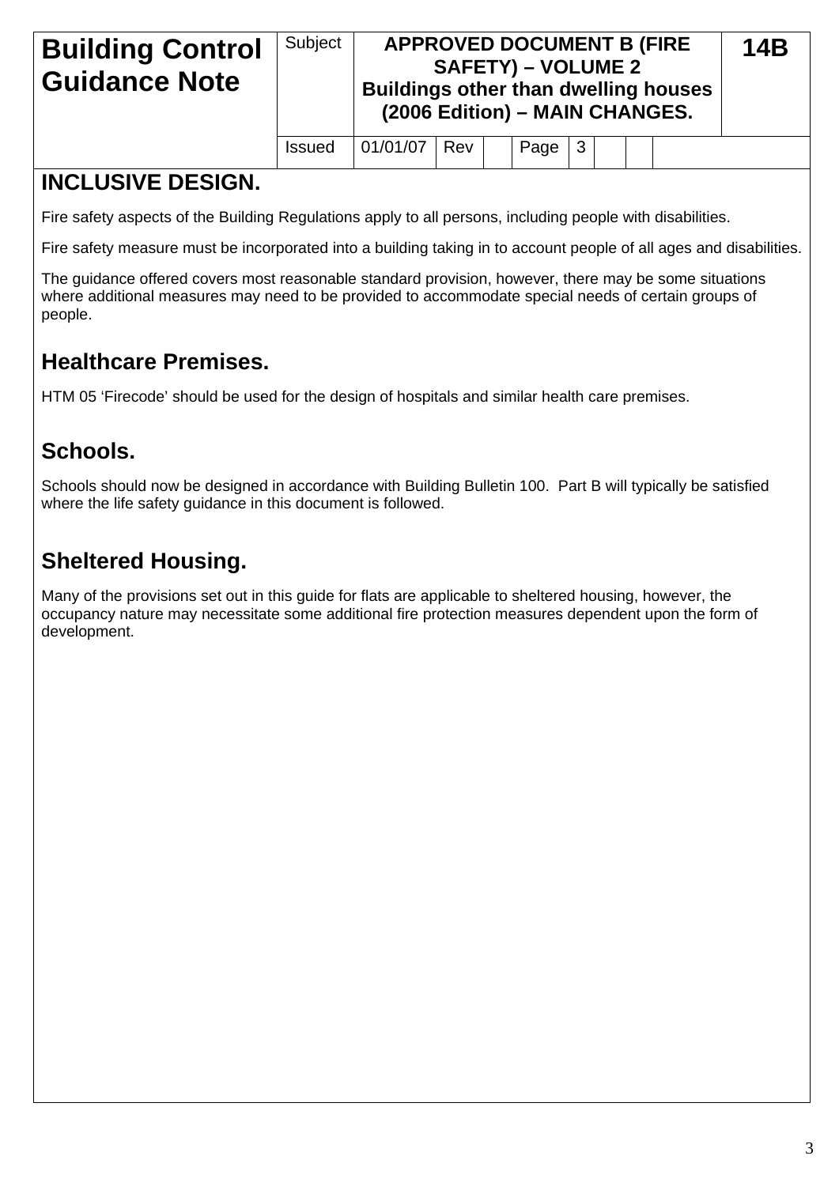| Building Control Guidance Note | Subject | APPROVED DOCUMENT B (FIRE SAFETY) – VOLUME 2 Buildings other than dwelling houses (2006 Edition) – MAIN CHANGES. | | | | | | | 14B |
|---|---|---|---|---|---|---|---|---|---|
| | Issued | 01/01/07 | Rev | | Page | 3 | | | |

## INCLUSIVE DESIGN.

Fire safety aspects of the Building Regulations apply to all persons, including people with disabilities.

Fire safety measure must be incorporated into a building taking in to account people of all ages and disabilities.

The guidance offered covers most reasonable standard provision, however, there may be some situations where additional measures may need to be provided to accommodate special needs of certain groups of people.

## Healthcare Premises.

HTM 05 'Firecode' should be used for the design of hospitals and similar health care premises.

## Schools.

Schools should now be designed in accordance with Building Bulletin 100. Part B will typically be satisfied where the life safety guidance in this document is followed.

## Sheltered Housing.

Many of the provisions set out in this guide for flats are applicable to sheltered housing, however, the occupancy nature may necessitate some additional fire protection measures dependent upon the form of development.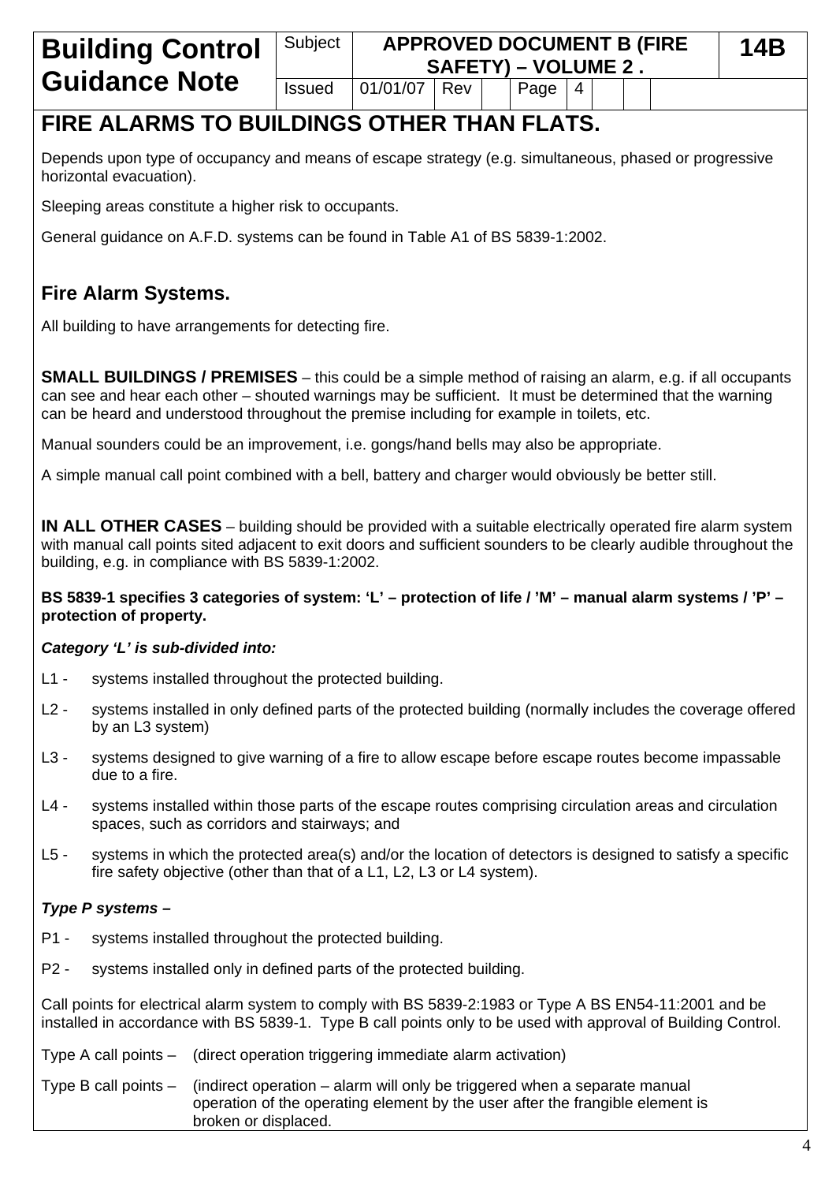# FIRE ALARMS TO BUILDINGS OTHER THAN FLATS.

Depends upon type of occupancy and means of escape strategy (e.g. simultaneous, phased or progressive horizontal evacuation).

Sleeping areas constitute a higher risk to occupants.

General guidance on A.F.D. systems can be found in Table A1 of BS 5839-1:2002.

## Fire Alarm Systems.

All building to have arrangements for detecting fire.

**SMALL BUILDINGS / PREMISES** – this could be a simple method of raising an alarm, e.g. if all occupants can see and hear each other – shouted warnings may be sufficient. It must be determined that the warning can be heard and understood throughout the premise including for example in toilets, etc.

Manual sounders could be an improvement, i.e. gongs/hand bells may also be appropriate.

A simple manual call point combined with a bell, battery and charger would obviously be better still.

**IN ALL OTHER CASES** – building should be provided with a suitable electrically operated fire alarm system with manual call points sited adjacent to exit doors and sufficient sounders to be clearly audible throughout the building, e.g. in compliance with BS 5839-1:2002.

**BS 5839-1 specifies 3 categories of system: 'L' – protection of life / 'M' – manual alarm systems / 'P' – protection of property.**

***Category 'L' is sub-divided into:***

- L1 - systems installed throughout the protected building.
- L2 - systems installed in only defined parts of the protected building (normally includes the coverage offered by an L3 system)
- L3 - systems designed to give warning of a fire to allow escape before escape routes become impassable due to a fire.
- L4 - systems installed within those parts of the escape routes comprising circulation areas and circulation spaces, such as corridors and stairways; and
- L5 - systems in which the protected area(s) and/or the location of detectors is designed to satisfy a specific fire safety objective (other than that of a L1, L2, L3 or L4 system).

***Type P systems –***

- P1 - systems installed throughout the protected building.
- P2 - systems installed only in defined parts of the protected building.

Call points for electrical alarm system to comply with BS 5839-2:1983 or Type A BS EN54-11:2001 and be installed in accordance with BS 5839-1. Type B call points only to be used with approval of Building Control.

Type A call points – (direct operation triggering immediate alarm activation)

Type B call points – (indirect operation – alarm will only be triggered when a separate manual operation of the operating element by the user after the frangible element is broken or displaced.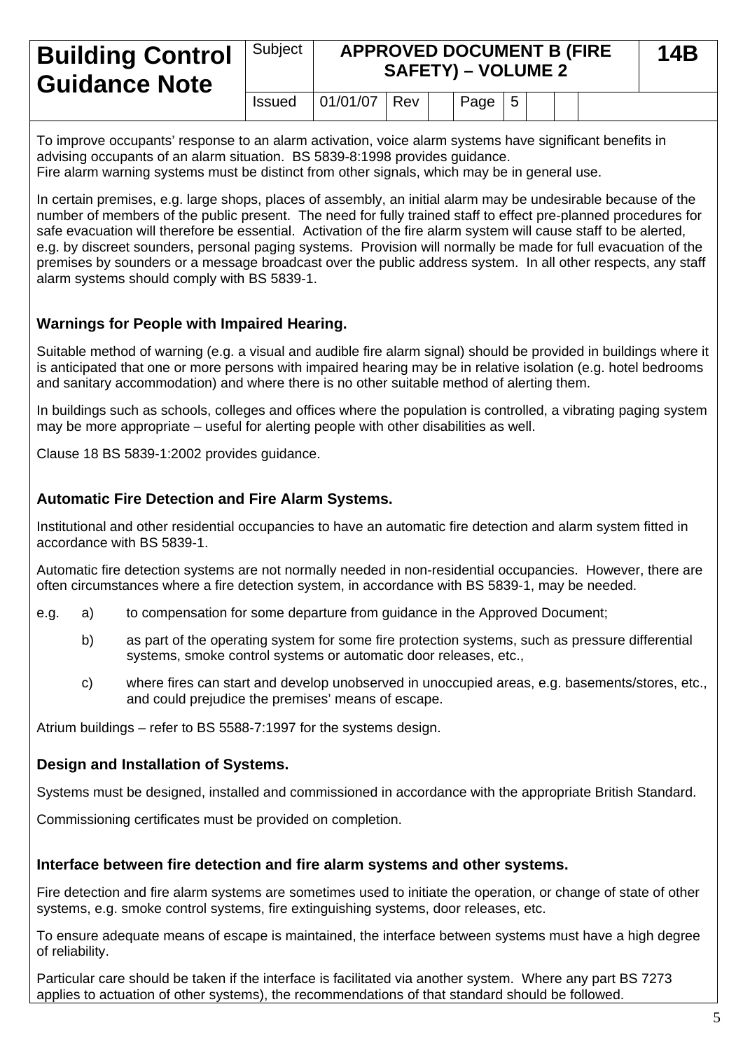To improve occupants' response to an alarm activation, voice alarm systems have significant benefits in advising occupants of an alarm situation. BS 5839-8:1998 provides guidance.
Fire alarm warning systems must be distinct from other signals, which may be in general use.

In certain premises, e.g. large shops, places of assembly, an initial alarm may be undesirable because of the number of members of the public present. The need for fully trained staff to effect pre-planned procedures for safe evacuation will therefore be essential. Activation of the fire alarm system will cause staff to be alerted, e.g. by discreet sounders, personal paging systems. Provision will normally be made for full evacuation of the premises by sounders or a message broadcast over the public address system. In all other respects, any staff alarm systems should comply with BS 5839-1.

### Warnings for People with Impaired Hearing.

Suitable method of warning (e.g. a visual and audible fire alarm signal) should be provided in buildings where it is anticipated that one or more persons with impaired hearing may be in relative isolation (e.g. hotel bedrooms and sanitary accommodation) and where there is no other suitable method of alerting them.

In buildings such as schools, colleges and offices where the population is controlled, a vibrating paging system may be more appropriate – useful for alerting people with other disabilities as well.

Clause 18 BS 5839-1:2002 provides guidance.

### Automatic Fire Detection and Fire Alarm Systems.

Institutional and other residential occupancies to have an automatic fire detection and alarm system fitted in accordance with BS 5839-1.

Automatic fire detection systems are not normally needed in non-residential occupancies. However, there are often circumstances where a fire detection system, in accordance with BS 5839-1, may be needed.

e.g.
a) to compensation for some departure from guidance in the Approved Document;

b) as part of the operating system for some fire protection systems, such as pressure differential systems, smoke control systems or automatic door releases, etc.,

c) where fires can start and develop unobserved in unoccupied areas, e.g. basements/stores, etc., and could prejudice the premises' means of escape.

Atrium buildings – refer to BS 5588-7:1997 for the systems design.

### Design and Installation of Systems.

Systems must be designed, installed and commissioned in accordance with the appropriate British Standard.

Commissioning certificates must be provided on completion.

### Interface between fire detection and fire alarm systems and other systems.

Fire detection and fire alarm systems are sometimes used to initiate the operation, or change of state of other systems, e.g. smoke control systems, fire extinguishing systems, door releases, etc.

To ensure adequate means of escape is maintained, the interface between systems must have a high degree of reliability.

Particular care should be taken if the interface is facilitated via another system. Where any part BS 7273 applies to actuation of other systems), the recommendations of that standard should be followed.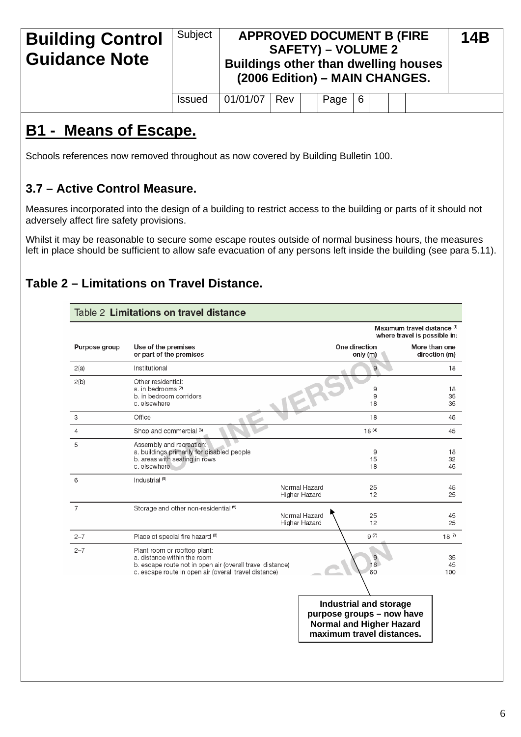| Building Control Guidance Note | Subject | APPROVED DOCUMENT B (FIRE SAFETY) – VOLUME 2 Buildings other than dwelling houses (2006 Edition) – MAIN CHANGES. | 14B |
|---|---|---|---|
| | Issued | 01/01/07 Rev Page 6 | |

## B1 - Means of Escape.

Schools references now removed throughout as now covered by Building Bulletin 100.

### 3.7 – Active Control Measure.

Measures incorporated into the design of a building to restrict access to the building or parts of it should not adversely affect fire safety provisions.

Whilst it may be reasonable to secure some escape routes outside of normal business hours, the measures left in place should be sufficient to allow safe evacuation of any persons left inside the building (see para 5.11).

### Table 2 – Limitations on Travel Distance.

Table 2 **Limitations on travel distance**

| Purpose group | Use of the premises or part of the premises | | Maximum travel distance [1] where travel is possible in: One direction only (m) | More than one direction (m) |
|---|---|---|---|---|
| 2(a) | Institutional | | 9 | 18 |
| 2(b) | Other residential: | | | |
| | a. in bedrooms [2] | | 9 | 18 |
| | b. in bedroom corridors | | 9 | 35 |
| | c. elsewhere | | 18 | 35 |
| 3 | Office | | 18 | 45 |
| 4 | Shop and commercial [3] | | 18 [4] | 45 |
| 5 | Assembly and recreation: | | | |
| | a. buildings primarily for disabled people | | 9 | 18 |
| | b. areas with seating in rows | | 15 | 32 |
| | c. elsewhere | | 18 | 45 |
| 6 | Industrial [5] | Normal Hazard | 25 | 45 |
| | | Higher Hazard | 12 | 25 |
| 7 | Storage and other non-residential [5] | Normal Hazard | 25 | 45 |
| | | Higher Hazard | 12 | 25 |
| 2–7 | Place of special fire hazard [6] | | 9 [7] | 18 [7] |
| 2–7 | Plant room or rooftop plant: | | | |
| | a. distance within the room | | 9 | 35 |
| | b. escape route not in open air (overall travel distance) | | 18 | 45 |
| | c. escape route in open air (overall travel distance) | | 60 | 100 |

**Industrial and storage purpose groups – now have Normal and Higher Hazard maximum travel distances.**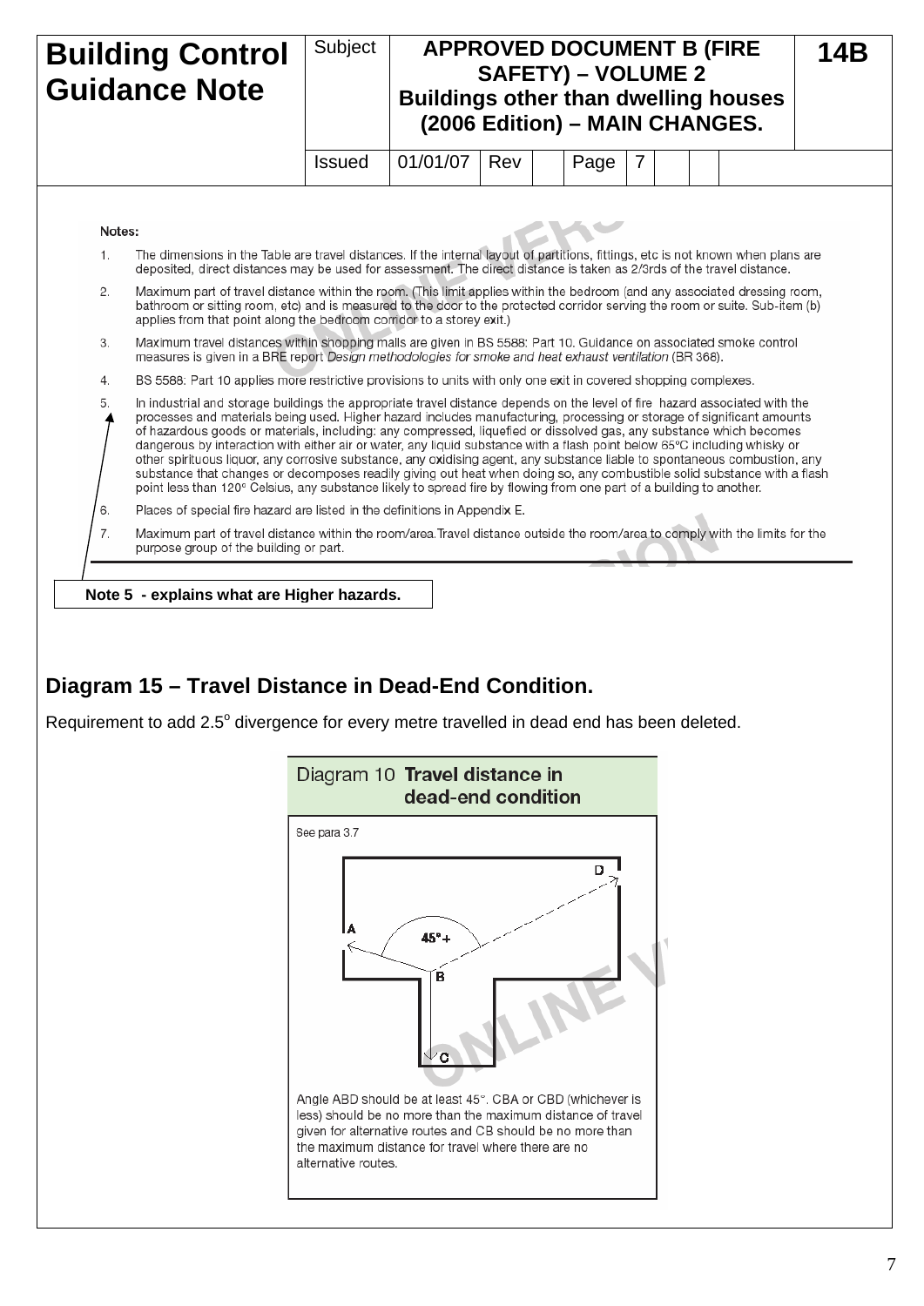| Building Control Guidance Note | Subject | APPROVED DOCUMENT B (FIRE SAFETY) – VOLUME 2 Buildings other than dwelling houses (2006 Edition) – MAIN CHANGES. | 14B |
|---|---|---|---|
| | Issued | 01/01/07 Rev Page 7 | |

Notes:

1. The dimensions in the Table are travel distances. If the internal layout of partitions, fittings, etc is not known when plans are deposited, direct distances may be used for assessment. The direct distance is taken as 2/3rds of the travel distance.
2. Maximum part of travel distance within the room. (This limit applies within the bedroom (and any associated dressing room, bathroom or sitting room, etc) and is measured to the door to the protected corridor serving the room or suite. Sub-item (b) applies from that point along the bedroom corridor to a storey exit.)
3. Maximum travel distances within shopping malls are given in BS 5588: Part 10. Guidance on associated smoke control measures is given in a BRE report *Design methodologies for smoke and heat exhaust ventilation* (BR 368).
4. BS 5588: Part 10 applies more restrictive provisions to units with only one exit in covered shopping complexes.
5. In industrial and storage buildings the appropriate travel distance depends on the level of fire hazard associated with the processes and materials being used. Higher hazard includes manufacturing, processing or storage of significant amounts of hazardous goods or materials, including: any compressed, liquefied or dissolved gas, any substance which becomes dangerous by interaction with either air or water, any liquid substance with a flash point below 65°C including whisky or other spirituous liquor, any corrosive substance, any oxidising agent, any substance liable to spontaneous combustion, any substance that changes or decomposes readily giving out heat when doing so, any combustible solid substance with a flash point less than 120° Celsius, any substance likely to spread fire by flowing from one part of a building to another.
6. Places of special fire hazard are listed in the definitions in Appendix E.
7. Maximum part of travel distance within the room/area. Travel distance outside the room/area to comply with the limits for the purpose group of the building or part.

**Note 5 - explains what are Higher hazards.**

## Diagram 15 – Travel Distance in Dead-End Condition.

Requirement to add 2.5° divergence for every metre travelled in dead end has been deleted.

Diagram 10 **Travel distance in dead-end condition**

See para 3.7

Angle ABD should be at least 45°. CBA or CBD (whichever is less) should be no more than the maximum distance of travel given for alternative routes and CB should be no more than the maximum distance for travel where there are no alternative routes.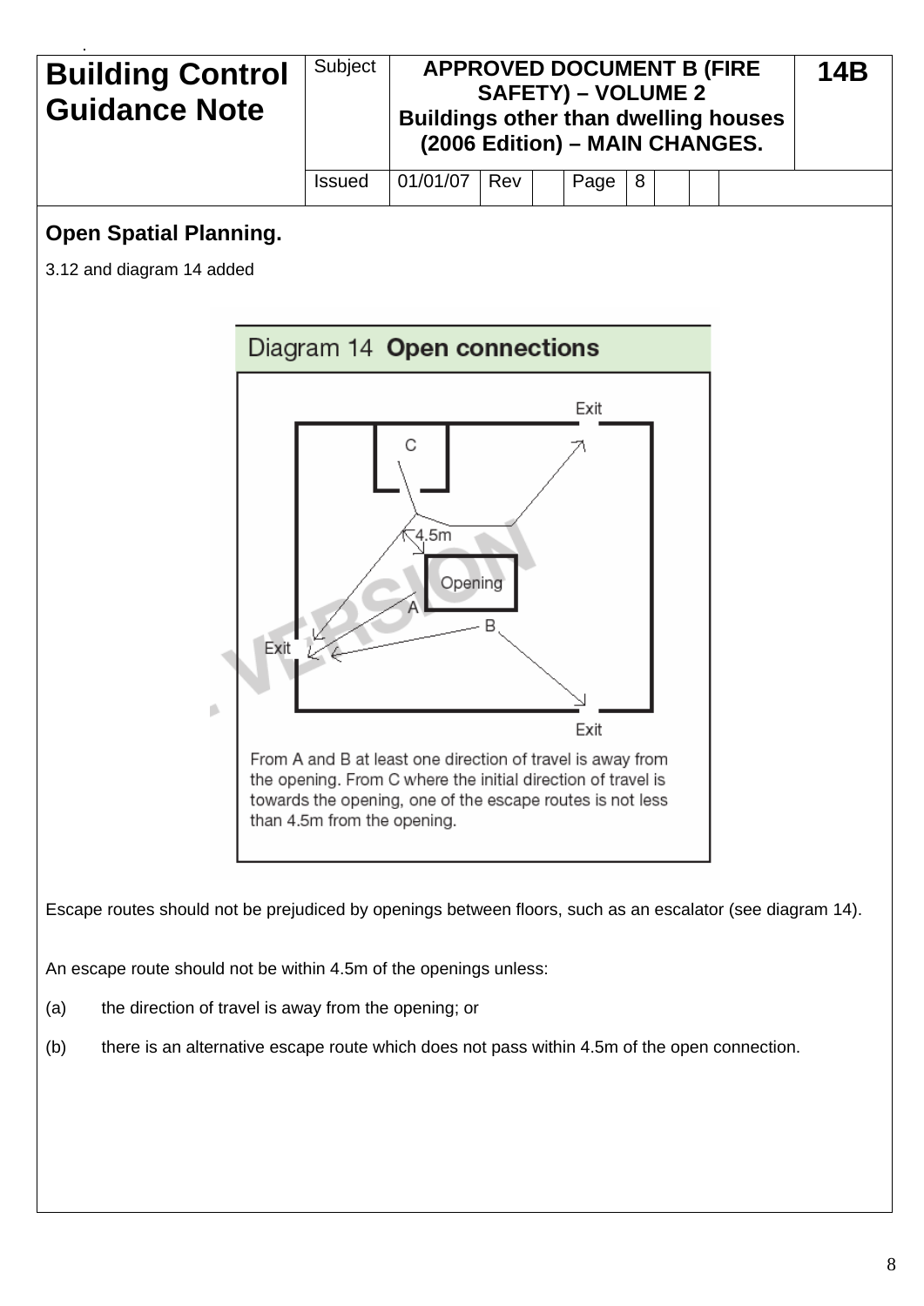| **Building Control Guidance Note** | Subject | **APPROVED DOCUMENT B (FIRE SAFETY) – VOLUME 2 Buildings other than dwelling houses (2006 Edition) – MAIN CHANGES.** | | | | | **14B** |
|---|---|---|---|---|---|---|---|
| | Issued | 01/01/07 | Rev | | Page | 8 | |

## Open Spatial Planning.

3.12 and diagram 14 added

**Diagram 14 Open connections**

From A and B at least one direction of travel is away from the opening. From C where the initial direction of travel is towards the opening, one of the escape routes is not less than 4.5m from the opening.

Escape routes should not be prejudiced by openings between floors, such as an escalator (see diagram 14).

An escape route should not be within 4.5m of the openings unless:

(a) the direction of travel is away from the opening; or

(b) there is an alternative escape route which does not pass within 4.5m of the open connection.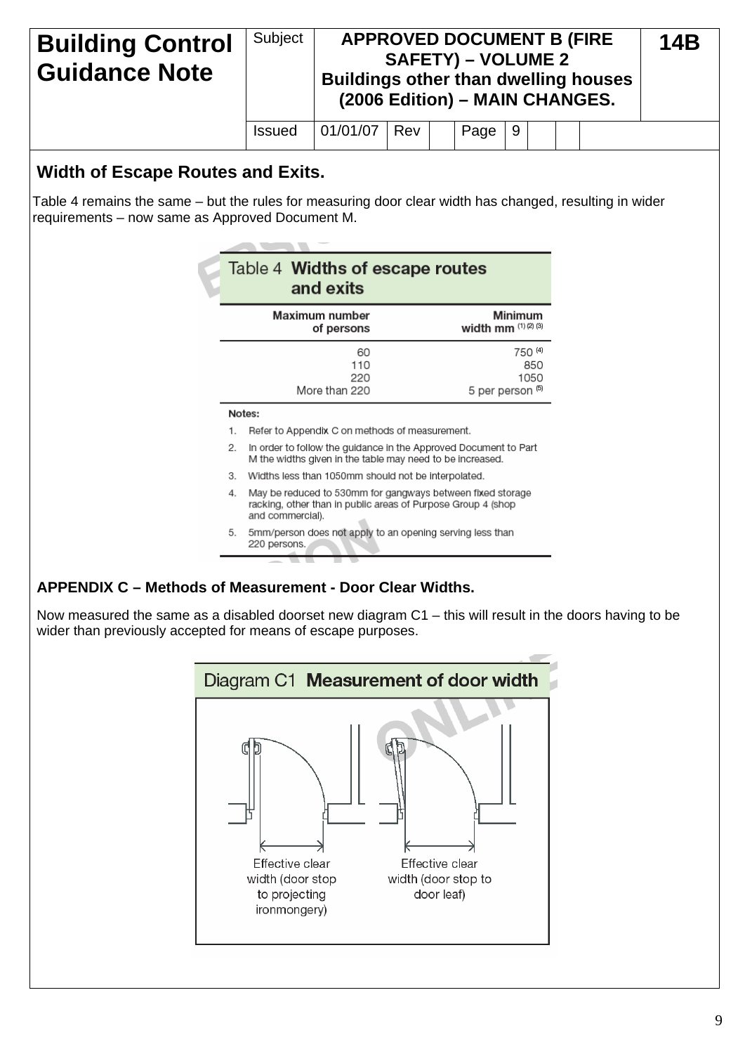| Building Control Guidance Note | Subject | APPROVED DOCUMENT B (FIRE SAFETY) – VOLUME 2 Buildings other than dwelling houses (2006 Edition) – MAIN CHANGES. | 14B |
|---|---|---|---|
| | Issued | 01/01/07 Rev Page 9 | |

## Width of Escape Routes and Exits.

Table 4 remains the same – but the rules for measuring door clear width has changed, resulting in wider requirements – now same as Approved Document M.

**Table 4 Widths of escape routes and exits**

| Maximum number of persons | Minimum width mm (1) (2) (3) |
|---|---|
| 60 | 750 (4) |
| 110 | 850 |
| 220 | 1050 |
| More than 220 | 5 per person (5) |

Notes:

1. Refer to Appendix C on methods of measurement.
2. In order to follow the guidance in the Approved Document to Part M the widths given in the table may need to be increased.
3. Widths less than 1050mm should not be interpolated.
4. May be reduced to 530mm for gangways between fixed storage racking, other than in public areas of Purpose Group 4 (shop and commercial).
5. 5mm/person does not apply to an opening serving less than 220 persons.

## APPENDIX C – Methods of Measurement - Door Clear Widths.

Now measured the same as a disabled doorset new diagram C1 – this will result in the doors having to be wider than previously accepted for means of escape purposes.

**Diagram C1 Measurement of door width**

Effective clear width (door stop to projecting ironmongery)

Effective clear width (door stop to door leaf)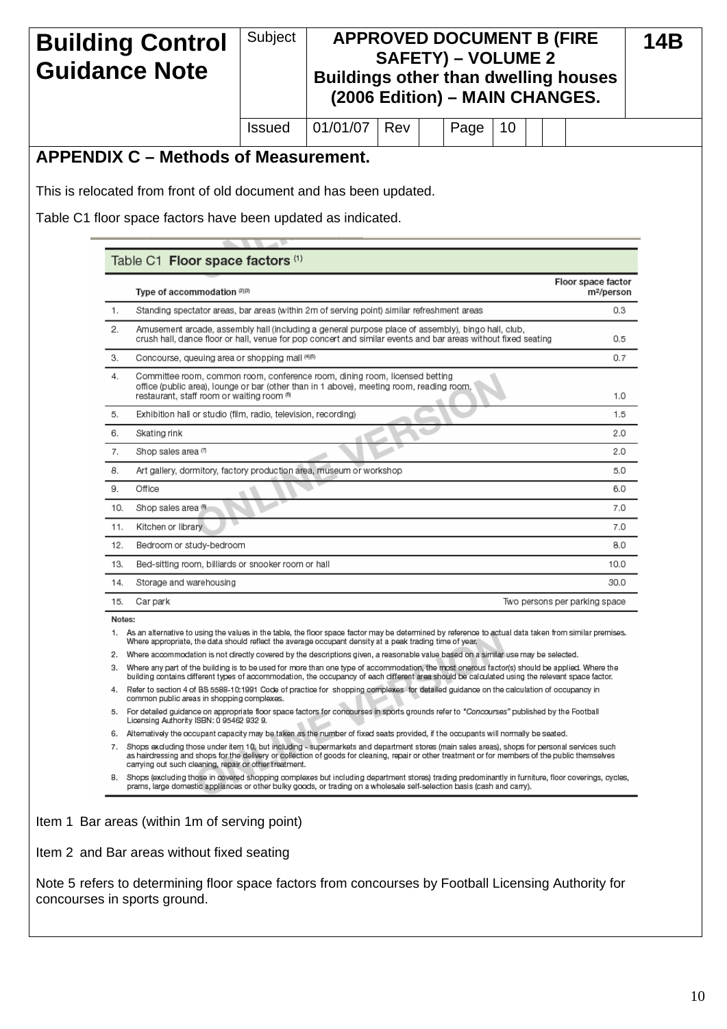| Building Control Guidance Note | Subject | APPROVED DOCUMENT B (FIRE SAFETY) – VOLUME 2 Buildings other than dwelling houses (2006 Edition) – MAIN CHANGES. | 14B |
|---|---|---|---|
| | Issued | 01/01/07 Rev | Page 10 |

## APPENDIX C – Methods of Measurement.

This is relocated from front of old document and has been updated.

Table C1 floor space factors have been updated as indicated.

**Table C1 Floor space factors** [(1)]

| | Type of accommodation [(2)(3)] | Floor space factor m²/person |
|---|---|---|
| 1. | Standing spectator areas, bar areas (within 2m of serving point) similar refreshment areas | 0.3 |
| 2. | Amusement arcade, assembly hall (including a general purpose place of assembly), bingo hall, club, crush hall, dance floor or hall, venue for pop concert and similar events and bar areas without fixed seating | 0.5 |
| 3. | Concourse, queuing area or shopping mall [(4)(5)] | 0.7 |
| 4. | Committee room, common room, conference room, dining room, licensed betting office (public area), lounge or bar (other than in 1 above), meeting room, reading room, restaurant, staff room or waiting room [(6)] | 1.0 |
| 5. | Exhibition hall or studio (film, radio, television, recording) | 1.5 |
| 6. | Skating rink | 2.0 |
| 7. | Shop sales area [(7)] | 2.0 |
| 8. | Art gallery, dormitory, factory production area, museum or workshop | 5.0 |
| 9. | Office | 6.0 |
| 10. | Shop sales area [(8)] | 7.0 |
| 11. | Kitchen or library | 7.0 |
| 12. | Bedroom or study-bedroom | 8.0 |
| 13. | Bed-sitting room, billiards or snooker room or hall | 10.0 |
| 14. | Storage and warehousing | 30.0 |
| 15. | Car park | Two persons per parking space |

Notes:

1. As an alternative to using the values in the table, the floor space factor may be determined by reference to actual data taken from similar premises. Where appropriate, the data should reflect the average occupant density at a peak trading time of year.
2. Where accommodation is not directly covered by the descriptions given, a reasonable value based on a similar use may be selected.
3. Where any part of the building is to be used for more than one type of accommodation, the most onerous factor(s) should be applied. Where the building contains different types of accommodation, the occupancy of each different area should be calculated using the relevant space factor.
4. Refer to section 4 of BS 5588-10:1991 Code of practice for shopping complexes for detailed guidance on the calculation of occupancy in common public areas in shopping complexes.
5. For detailed guidance on appropriate floor space factors for concourses in sports grounds refer to *"Concourses"* published by the Football Licensing Authority ISBN: 0 95462 932 9.
6. Alternatively the occupant capacity may be taken as the number of fixed seats provided, if the occupants will normally be seated.
7. Shops excluding those under item 10, but including - supermarkets and department stores (main sales areas), shops for personal services such as hairdressing and shops for the delivery or collection of goods for cleaning, repair or other treatment or for members of the public themselves carrying out such cleaning, repair or other treatment.
8. Shops (excluding those in covered shopping complexes but including department stores) trading predominantly in furniture, floor coverings, cycles, prams, large domestic appliances or other bulky goods, or trading on a wholesale self-selection basis (cash and carry).

Item 1 Bar areas (within 1m of serving point)

Item 2 and Bar areas without fixed seating

Note 5 refers to determining floor space factors from concourses by Football Licensing Authority for concourses in sports ground.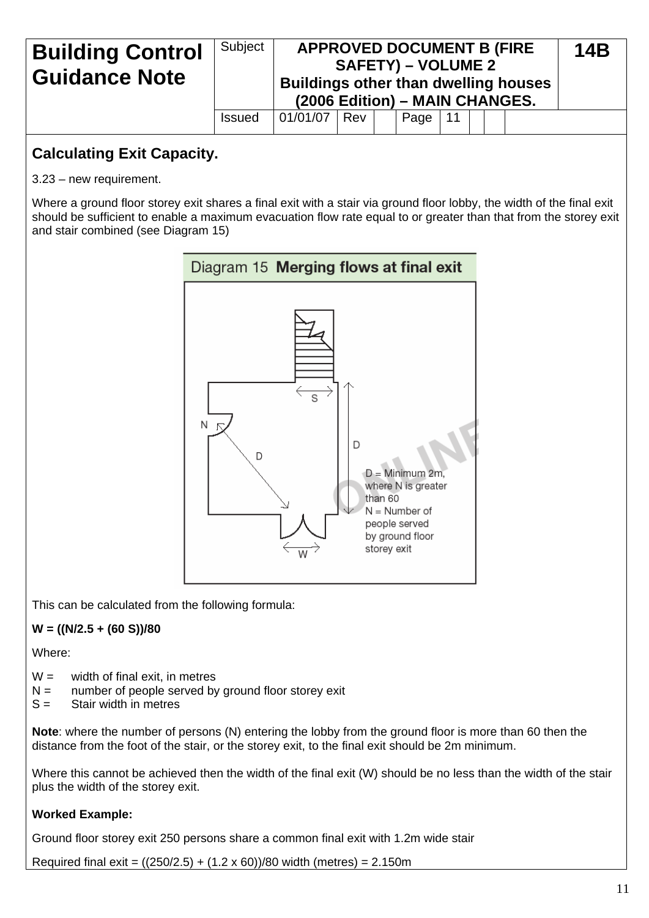| **Building Control Guidance Note** | Subject | **APPROVED DOCUMENT B (FIRE SAFETY) – VOLUME 2 Buildings other than dwelling houses (2006 Edition) – MAIN CHANGES.** | | | | **14B** |
|---|---|---|---|---|---|---|
| | Issued | 01/01/07 | Rev | | Page | 11 |

## Calculating Exit Capacity.

3.23 – new requirement.

Where a ground floor storey exit shares a final exit with a stair via ground floor lobby, the width of the final exit should be sufficient to enable a maximum evacuation flow rate equal to or greater than that from the storey exit and stair combined (see Diagram 15)

Diagram 15 **Merging flows at final exit**

D = Minimum 2m, where N is greater than 60
N = Number of people served by ground floor storey exit

This can be calculated from the following formula:

**W = ((N/2.5 + (60 S))/80**

$$W = \frac{(N/2.5 + (60S))}{80}$$

Where:

- W = width of final exit, in metres
- N = number of people served by ground floor storey exit
- S = Stair width in metres

**Note**: where the number of persons (N) entering the lobby from the ground floor is more than 60 then the distance from the foot of the stair, or the storey exit, to the final exit should be 2m minimum.

Where this cannot be achieved then the width of the final exit (W) should be no less than the width of the stair plus the width of the storey exit.

**Worked Example:**

Ground floor storey exit 250 persons share a common final exit with 1.2m wide stair

Required final exit = ((250/2.5) + (1.2 x 60))/80 width (metres) = 2.150m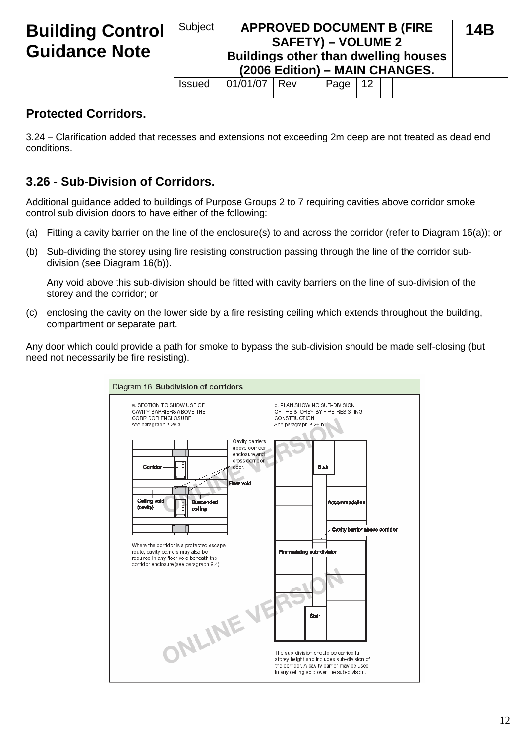## Protected Corridors.

3.24 – Clarification added that recesses and extensions not exceeding 2m deep are not treated as dead end conditions.

## 3.26 - Sub-Division of Corridors.

Additional guidance added to buildings of Purpose Groups 2 to 7 requiring cavities above corridor smoke control sub division doors to have either of the following:

(a) Fitting a cavity barrier on the line of the enclosure(s) to and across the corridor (refer to Diagram 16(a)); or

(b) Sub-dividing the storey using fire resisting construction passing through the line of the corridor sub-division (see Diagram 16(b)).

Any void above this sub-division should be fitted with cavity barriers on the line of sub-division of the storey and the corridor; or

(c) enclosing the cavity on the lower side by a fire resisting ceiling which extends throughout the building, compartment or separate part.

Any door which could provide a path for smoke to bypass the sub-division should be made self-closing (but need not necessarily be fire resisting).

Diagram 16 Subdivision of corridors

a. SECTION TO SHOW USE OF CAVITY BARRIERS ABOVE THE CORRIDOR ENCLOSURE see paragraph 3.26 a.

Cavity barriers above corridor enclosure and cross corridor door.

Corridor

Floor void

Ceiling void (cavity)

Suspended ceiling

Where the corridor is a protected escape route, cavity barriers may also be required in any floor void beneath the corridor enclosure (see paragraph 9.4)

b. PLAN SHOWING SUB-DIVISION OF THE STOREY BY FIRE-RESISTING CONSTRUCTION See paragraph 3.26 b.

Stair

Accommodation

Cavity barrier above corridor

Fire-resisting sub-division

Stair

The sub-division should be carried full storey height and includes sub-division of the corridor. A cavity barrier may be used in any ceiling void over the sub-division.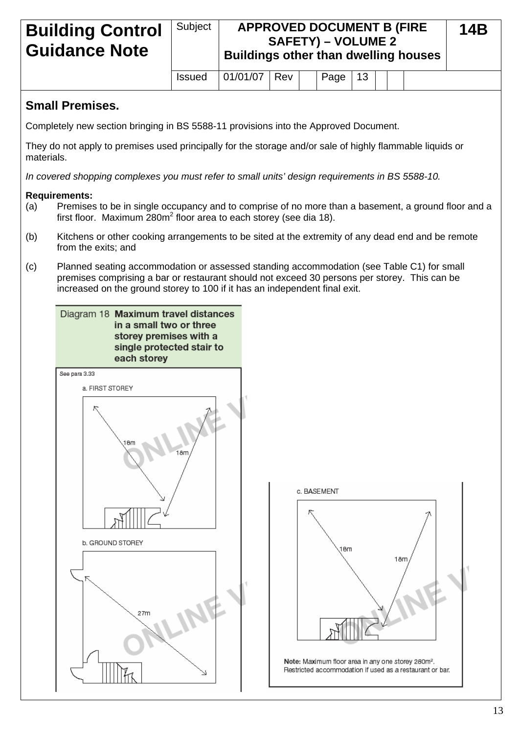## Small Premises.

Completely new section bringing in BS 5588-11 provisions into the Approved Document.

They do not apply to premises used principally for the storage and/or sale of highly flammable liquids or materials.

*In covered shopping complexes you must refer to small units' design requirements in BS 5588-10.*

**Requirements:**

(a) Premises to be in single occupancy and to comprise of no more than a basement, a ground floor and a first floor. Maximum 280m$^2$ floor area to each storey (see dia 18).

(b) Kitchens or other cooking arrangements to be sited at the extremity of any dead end and be remote from the exits; and

(c) Planned seating accommodation or assessed standing accommodation (see Table C1) for small premises comprising a bar or restaurant should not exceed 30 persons per storey. This can be increased on the ground storey to 100 if it has an independent final exit.

Diagram 18 **Maximum travel distances in a small two or three storey premises with a single protected stair to each storey**

See para 3.33

a. FIRST STOREY

18m

18m

b. GROUND STOREY

27m

c. BASEMENT

18m

18m

**Note:** Maximum floor area in any one storey 280m$^2$. Restricted accommodation if used as a restaurant or bar.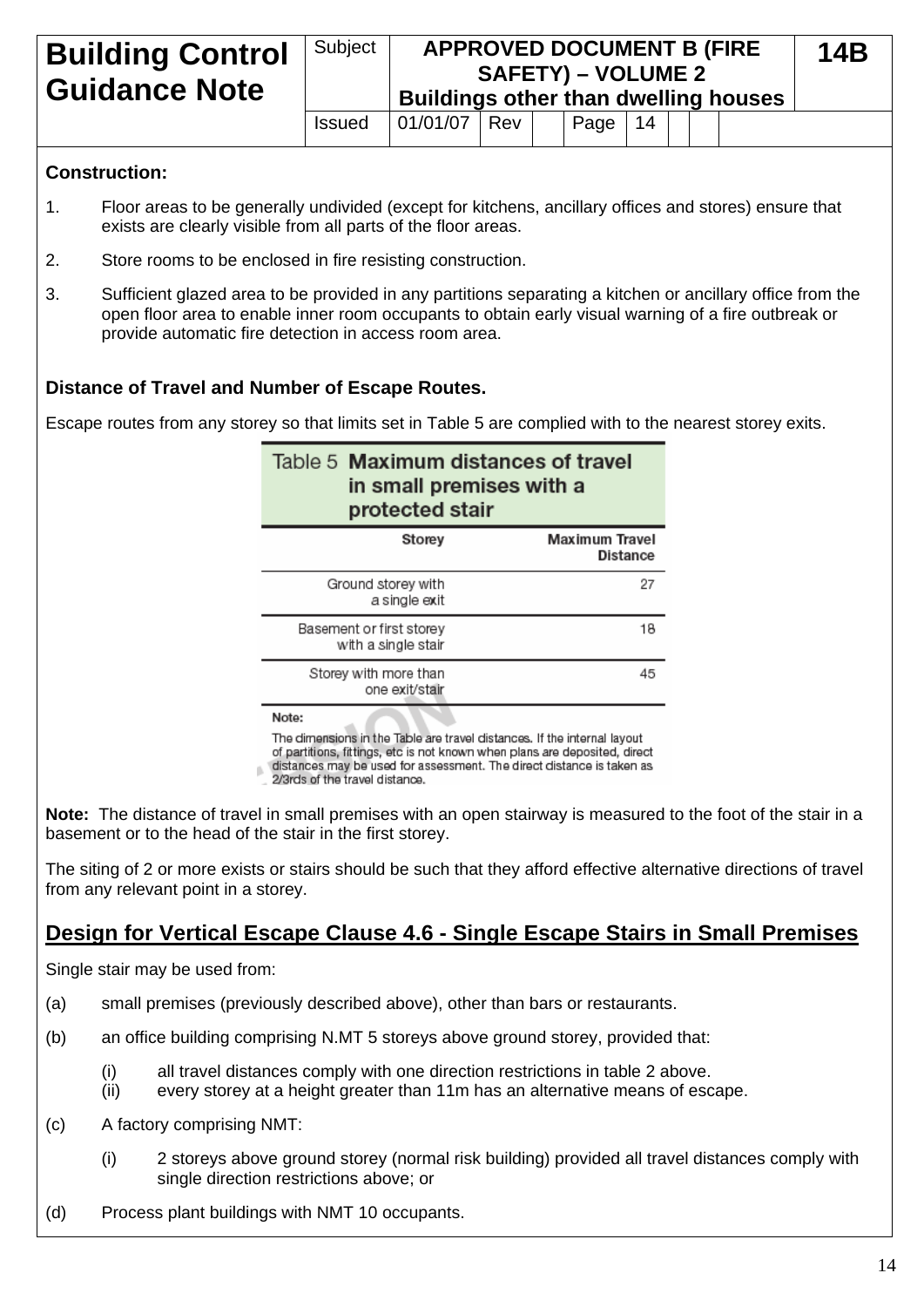**Construction:**

1. Floor areas to be generally undivided (except for kitchens, ancillary offices and stores) ensure that exists are clearly visible from all parts of the floor areas.

2. Store rooms to be enclosed in fire resisting construction.

3. Sufficient glazed area to be provided in any partitions separating a kitchen or ancillary office from the open floor area to enable inner room occupants to obtain early visual warning of a fire outbreak or provide automatic fire detection in access room area.

**Distance of Travel and Number of Escape Routes.**

Escape routes from any storey so that limits set in Table 5 are complied with to the nearest storey exits.

**Table 5 Maximum distances of travel in small premises with a protected stair**

| Storey | Maximum Travel Distance |
|---|---|
| Ground storey with a single exit | 27 |
| Basement or first storey with a single stair | 18 |
| Storey with more than one exit/stair | 45 |

Note:

The dimensions in the Table are travel distances. If the internal layout of partitions, fittings, etc is not known when plans are deposited, direct distances may be used for assessment. The direct distance is taken as 2/3rds of the travel distance.

**Note:** The distance of travel in small premises with an open stairway is measured to the foot of the stair in a basement or to the head of the stair in the first storey.

The siting of 2 or more exists or stairs should be such that they afford effective alternative directions of travel from any relevant point in a storey.

## Design for Vertical Escape Clause 4.6 - Single Escape Stairs in Small Premises

Single stair may be used from:

(a) small premises (previously described above), other than bars or restaurants.

(b) an office building comprising N.MT 5 storeys above ground storey, provided that:

  (i) all travel distances comply with one direction restrictions in table 2 above.
  (ii) every storey at a height greater than 11m has an alternative means of escape.

(c) A factory comprising NMT:

  (i) 2 storeys above ground storey (normal risk building) provided all travel distances comply with single direction restrictions above; or

(d) Process plant buildings with NMT 10 occupants.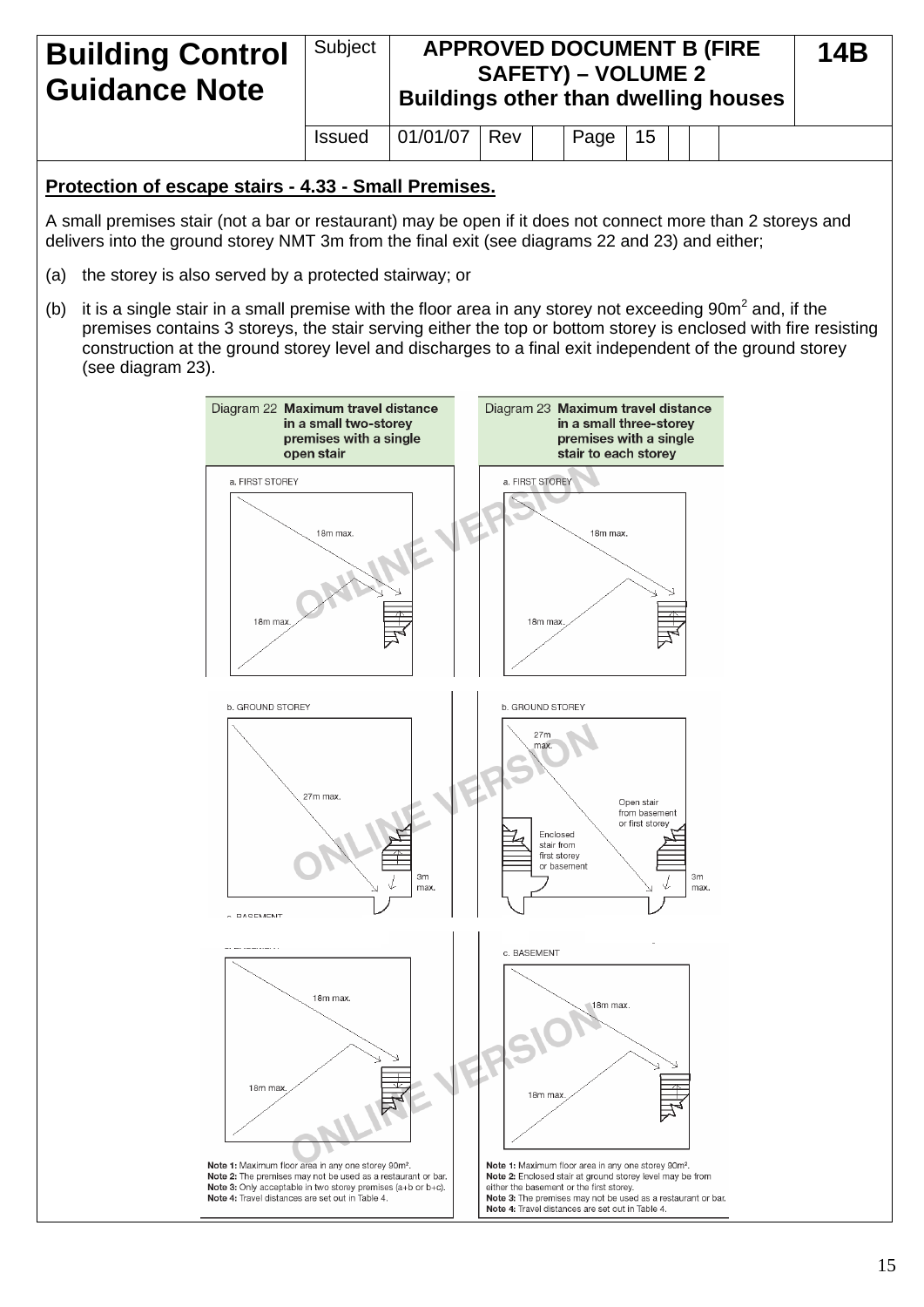## Protection of escape stairs - 4.33 - Small Premises.

A small premises stair (not a bar or restaurant) may be open if it does not connect more than 2 storeys and delivers into the ground storey NMT 3m from the final exit (see diagrams 22 and 23) and either;

(a) the storey is also served by a protected stairway; or

(b) it is a single stair in a small premise with the floor area in any storey not exceeding $90m^2$ and, if the premises contains 3 storeys, the stair serving either the top or bottom storey is enclosed with fire resisting construction at the ground storey level and discharges to a final exit independent of the ground storey (see diagram 23).

**Diagram 22 Maximum travel distance in a small two-storey premises with a single open stair**

a. FIRST STOREY — 18m max.; 18m max.

b. GROUND STOREY — 27m max.; 3m max.

c. BASEMENT — 18m max.; 18m max.

**Note 1:** Maximum floor area in any one storey 90m².
**Note 2:** The premises may not be used as a restaurant or bar.
**Note 3:** Only acceptable in two storey premises (a+b or b+c).
**Note 4:** Travel distances are set out in Table 4.

**Diagram 23 Maximum travel distance in a small three-storey premises with a single stair to each storey**

a. FIRST STOREY — 18m max.; 18m max.

b. GROUND STOREY — 27m max.; Open stair from basement or first storey; Enclosed stair from first storey or basement; 3m max.

c. BASEMENT — 18m max.; 18m max.

**Note 1:** Maximum floor area in any one storey 90m².
**Note 2:** Enclosed stair at ground storey level may be from either the basement or the first storey.
**Note 3:** The premises may not be used as a restaurant or bar.
**Note 4:** Travel distances are set out in Table 4.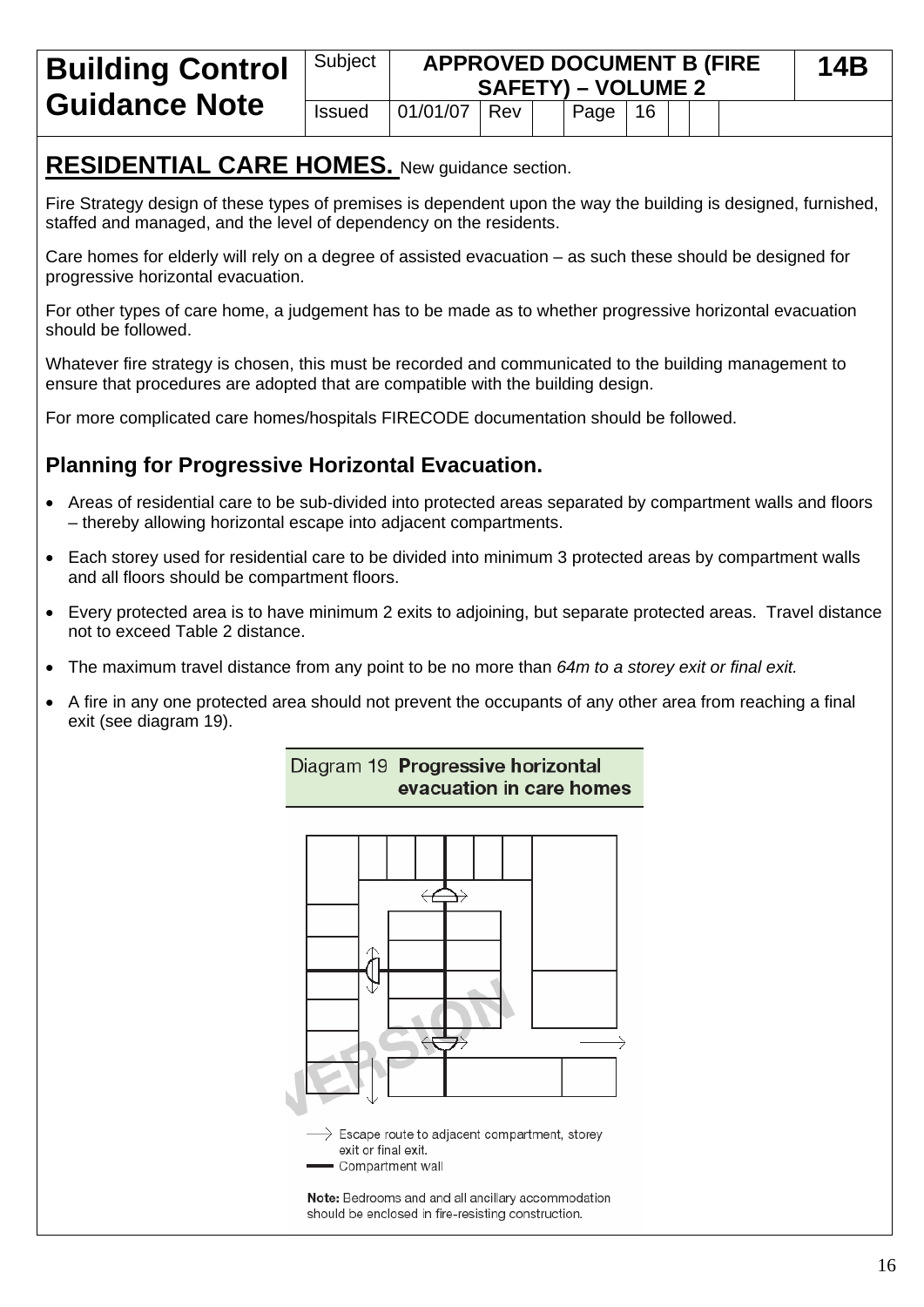# Building Control Guidance Note

| Subject | APPROVED DOCUMENT B (FIRE SAFETY) – VOLUME 2 | | | | | | 14B |
|---|---|---|---|---|---|---|---|
| Issued | 01/01/07 | Rev | | Page | 16 | | |

## RESIDENTIAL CARE HOMES. New guidance section.

Fire Strategy design of these types of premises is dependent upon the way the building is designed, furnished, staffed and managed, and the level of dependency on the residents.

Care homes for elderly will rely on a degree of assisted evacuation – as such these should be designed for progressive horizontal evacuation.

For other types of care home, a judgement has to be made as to whether progressive horizontal evacuation should be followed.

Whatever fire strategy is chosen, this must be recorded and communicated to the building management to ensure that procedures are adopted that are compatible with the building design.

For more complicated care homes/hospitals FIRECODE documentation should be followed.

### Planning for Progressive Horizontal Evacuation.

- Areas of residential care to be sub-divided into protected areas separated by compartment walls and floors – thereby allowing horizontal escape into adjacent compartments.
- Each storey used for residential care to be divided into minimum 3 protected areas by compartment walls and all floors should be compartment floors.
- Every protected area is to have minimum 2 exits to adjoining, but separate protected areas. Travel distance not to exceed Table 2 distance.
- The maximum travel distance from any point to be no more than *64m to a storey exit or final exit.*
- A fire in any one protected area should not prevent the occupants of any other area from reaching a final exit (see diagram 19).

Diagram 19 **Progressive horizontal evacuation in care homes**

⟶ Escape route to adjacent compartment, storey exit or final exit.

▬ Compartment wall

**Note:** Bedrooms and and all ancillary accommodation should be enclosed in fire-resisting construction.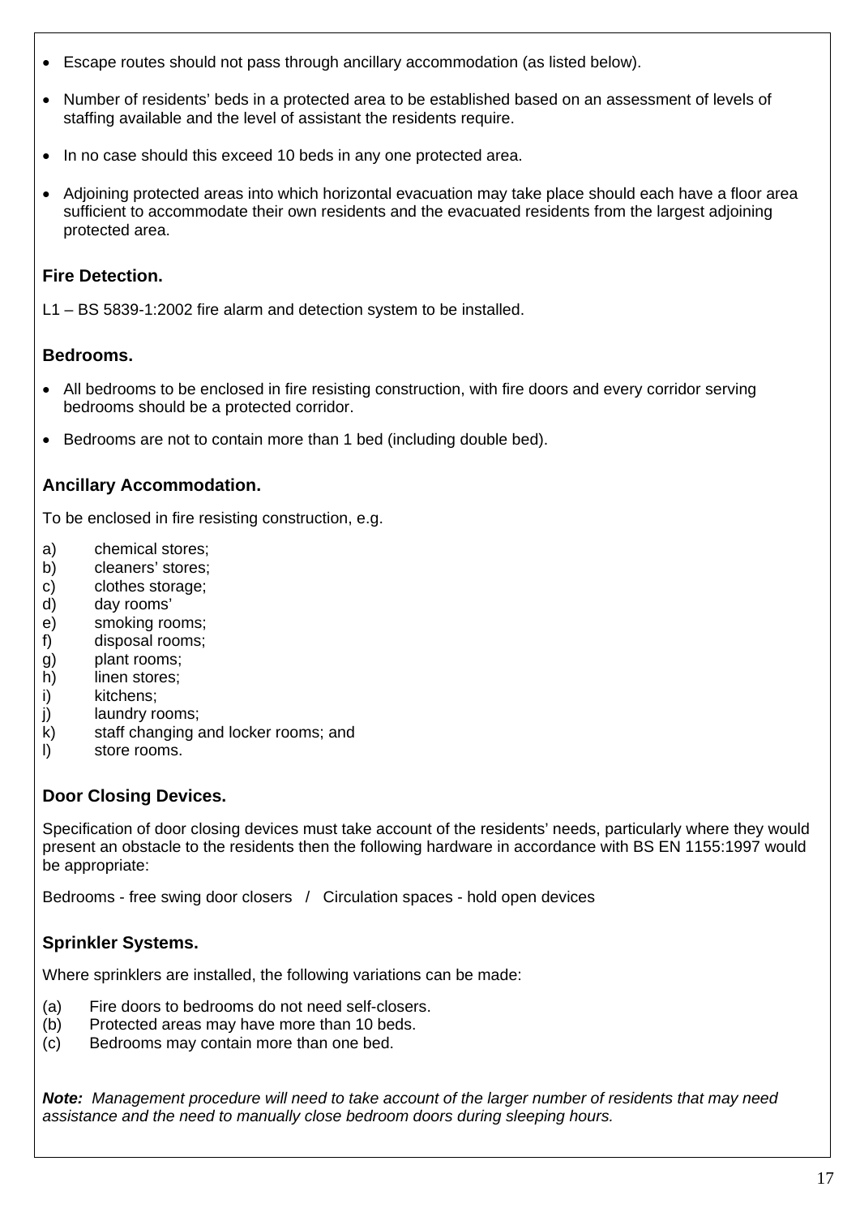- Escape routes should not pass through ancillary accommodation (as listed below).
- Number of residents' beds in a protected area to be established based on an assessment of levels of staffing available and the level of assistant the residents require.
- In no case should this exceed 10 beds in any one protected area.
- Adjoining protected areas into which horizontal evacuation may take place should each have a floor area sufficient to accommodate their own residents and the evacuated residents from the largest adjoining protected area.

### Fire Detection.

L1 – BS 5839-1:2002 fire alarm and detection system to be installed.

### Bedrooms.

- All bedrooms to be enclosed in fire resisting construction, with fire doors and every corridor serving bedrooms should be a protected corridor.
- Bedrooms are not to contain more than 1 bed (including double bed).

### Ancillary Accommodation.

To be enclosed in fire resisting construction, e.g.

a) chemical stores;
b) cleaners' stores;
c) clothes storage;
d) day rooms'
e) smoking rooms;
f) disposal rooms;
g) plant rooms;
h) linen stores;
i) kitchens;
j) laundry rooms;
k) staff changing and locker rooms; and
l) store rooms.

### Door Closing Devices.

Specification of door closing devices must take account of the residents' needs, particularly where they would present an obstacle to the residents then the following hardware in accordance with BS EN 1155:1997 would be appropriate:

Bedrooms - free swing door closers / Circulation spaces - hold open devices

### Sprinkler Systems.

Where sprinklers are installed, the following variations can be made:

(a) Fire doors to bedrooms do not need self-closers.
(b) Protected areas may have more than 10 beds.
(c) Bedrooms may contain more than one bed.

***Note:*** *Management procedure will need to take account of the larger number of residents that may need assistance and the need to manually close bedroom doors during sleeping hours.*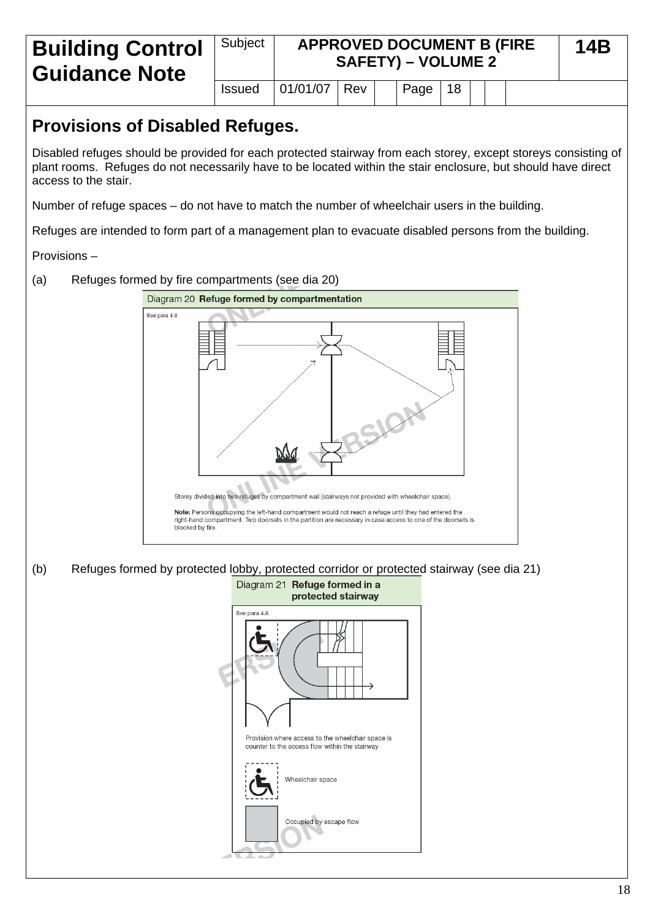| Building Control Guidance Note | Subject | APPROVED DOCUMENT B (FIRE SAFETY) – VOLUME 2 | | | | | 14B |
|---|---|---|---|---|---|---|---|
| | Issued | 01/01/07 | Rev | | Page | 18 | |

## Provisions of Disabled Refuges.

Disabled refuges should be provided for each protected stairway from each storey, except storeys consisting of plant rooms. Refuges do not necessarily have to be located within the stair enclosure, but should have direct access to the stair.

Number of refuge spaces – do not have to match the number of wheelchair users in the building.

Refuges are intended to form part of a management plan to evacuate disabled persons from the building.

Provisions –

(a) Refuges formed by fire compartments (see dia 20)

Diagram 20 **Refuge formed by compartmentation**

See para 4.8

Storey divided into two refuges by compartment wall (stairways not provided with wheelchair space).

**Note:** Persons occupying the left-hand compartment would not reach a refuge until they had entered the right-hand compartment. Two doorsets in the partition are necessary in case access to one of the doorsets is blocked by fire.

(b) Refuges formed by protected lobby, protected corridor or protected stairway (see dia 21)

Diagram 21 **Refuge formed in a protected stairway**

See para 4.8

Provision where access to the wheelchair space is counter to the access flow within the stairway

Wheelchair space

Occupied by escape flow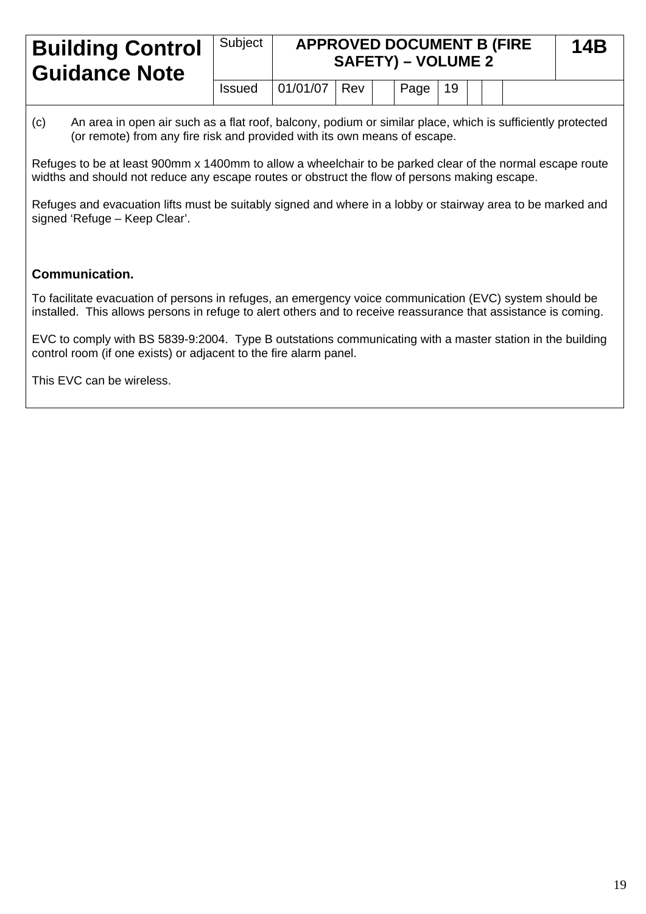(c) An area in open air such as a flat roof, balcony, podium or similar place, which is sufficiently protected (or remote) from any fire risk and provided with its own means of escape.

Refuges to be at least 900mm x 1400mm to allow a wheelchair to be parked clear of the normal escape route widths and should not reduce any escape routes or obstruct the flow of persons making escape.

Refuges and evacuation lifts must be suitably signed and where in a lobby or stairway area to be marked and signed 'Refuge – Keep Clear'.

**Communication.**

To facilitate evacuation of persons in refuges, an emergency voice communication (EVC) system should be installed. This allows persons in refuge to alert others and to receive reassurance that assistance is coming.

EVC to comply with BS 5839-9:2004. Type B outstations communicating with a master station in the building control room (if one exists) or adjacent to the fire alarm panel.

This EVC can be wireless.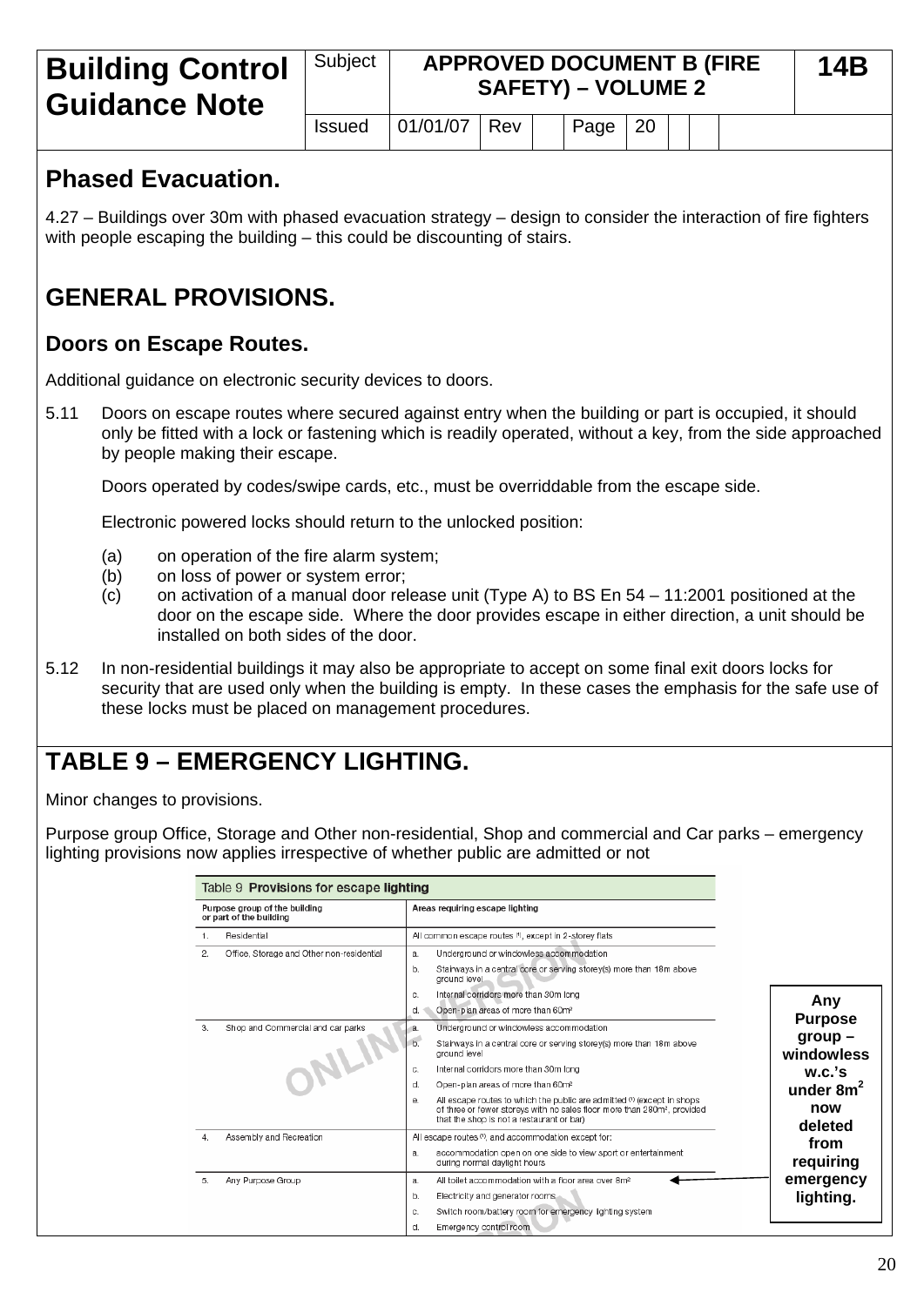| Building Control Guidance Note | Subject | APPROVED DOCUMENT B (FIRE SAFETY) – VOLUME 2 | | | | | 14B |
|---|---|---|---|---|---|---|---|
| | Issued | 01/01/07 | Rev | | Page | 20 | |

## Phased Evacuation.

4.27 – Buildings over 30m with phased evacuation strategy – design to consider the interaction of fire fighters with people escaping the building – this could be discounting of stairs.

## GENERAL PROVISIONS.

### Doors on Escape Routes.

Additional guidance on electronic security devices to doors.

5.11 Doors on escape routes where secured against entry when the building or part is occupied, it should only be fitted with a lock or fastening which is readily operated, without a key, from the side approached by people making their escape.

Doors operated by codes/swipe cards, etc., must be overriddable from the escape side.

Electronic powered locks should return to the unlocked position:

(a) on operation of the fire alarm system;
(b) on loss of power or system error;
(c) on activation of a manual door release unit (Type A) to BS En 54 – 11:2001 positioned at the door on the escape side. Where the door provides escape in either direction, a unit should be installed on both sides of the door.

5.12 In non-residential buildings it may also be appropriate to accept on some final exit doors locks for security that are used only when the building is empty. In these cases the emphasis for the safe use of these locks must be placed on management procedures.

## TABLE 9 – EMERGENCY LIGHTING.

Minor changes to provisions.

Purpose group Office, Storage and Other non-residential, Shop and commercial and Car parks – emergency lighting provisions now applies irrespective of whether public are admitted or not

Table 9 **Provisions for escape lighting**

| Purpose group of the building or part of the building | Areas requiring escape lighting |
|---|---|
| 1. Residential | All common escape routes [1], except in 2-storey flats |
| 2. Office, Storage and Other non-residential | a. Underground or windowless accommodation<br>b. Stairways in a central core or serving storey(s) more than 18m above ground level<br>c. Internal corridors more than 30m long<br>d. Open-plan areas of more than 60m² |
| 3. Shop and Commercial and car parks | a. Underground or windowless accommodation<br>b. Stairways in a central core or serving storey(s) more than 18m above ground level<br>c. Internal corridors more than 30m long<br>d. Open-plan areas of more than 60m²<br>e. All escape routes to which the public are admitted [1] (except in shops of three or fewer storeys with no sales floor more than 280m², provided that the shop is not a restaurant or bar) |
| 4. Assembly and Recreation | All escape routes [1], and accommodation except for:<br>a. accommodation open on one side to view sport or entertainment during normal daylight hours |
| 5. Any Purpose Group | a. All toilet accommodation with a floor area over 8m²<br>b. Electricity and generator rooms<br>c. Switch room/battery room for emergency lighting system<br>d. Emergency control room |

**Any Purpose group – windowless w.c.'s under 8m² now deleted from requiring emergency lighting.**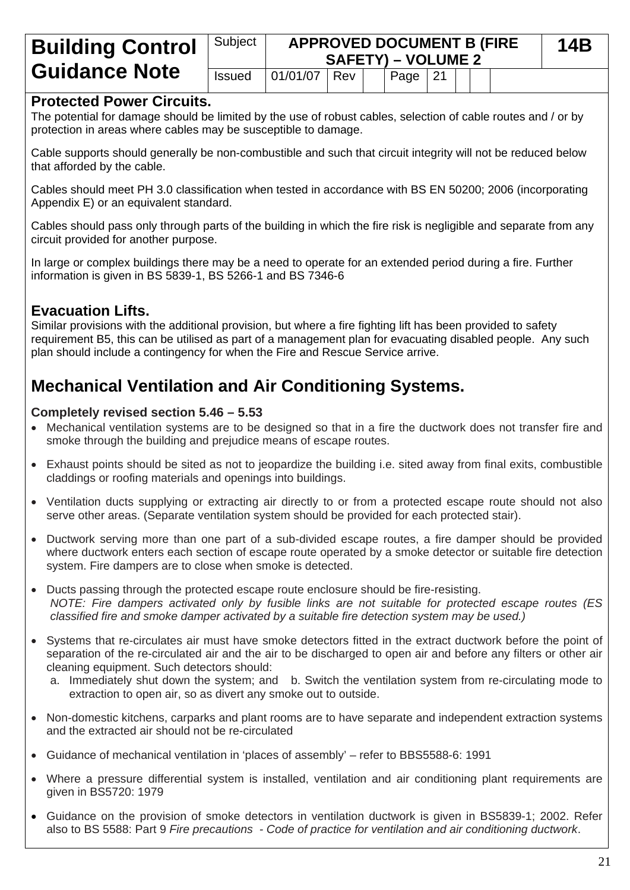## Protected Power Circuits.

The potential for damage should be limited by the use of robust cables, selection of cable routes and / or by protection in areas where cables may be susceptible to damage.

Cable supports should generally be non-combustible and such that circuit integrity will not be reduced below that afforded by the cable.

Cables should meet PH 3.0 classification when tested in accordance with BS EN 50200; 2006 (incorporating Appendix E) or an equivalent standard.

Cables should pass only through parts of the building in which the fire risk is negligible and separate from any circuit provided for another purpose.

In large or complex buildings there may be a need to operate for an extended period during a fire. Further information is given in BS 5839-1, BS 5266-1 and BS 7346-6

## Evacuation Lifts.

Similar provisions with the additional provision, but where a fire fighting lift has been provided to safety requirement B5, this can be utilised as part of a management plan for evacuating disabled people. Any such plan should include a contingency for when the Fire and Rescue Service arrive.

# Mechanical Ventilation and Air Conditioning Systems.

**Completely revised section 5.46 – 5.53**

- Mechanical ventilation systems are to be designed so that in a fire the ductwork does not transfer fire and smoke through the building and prejudice means of escape routes.
- Exhaust points should be sited as not to jeopardize the building i.e. sited away from final exits, combustible claddings or roofing materials and openings into buildings.
- Ventilation ducts supplying or extracting air directly to or from a protected escape route should not also serve other areas. (Separate ventilation system should be provided for each protected stair).
- Ductwork serving more than one part of a sub-divided escape routes, a fire damper should be provided where ductwork enters each section of escape route operated by a smoke detector or suitable fire detection system. Fire dampers are to close when smoke is detected.
- Ducts passing through the protected escape route enclosure should be fire-resisting.
  *NOTE: Fire dampers activated only by fusible links are not suitable for protected escape routes (ES classified fire and smoke damper activated by a suitable fire detection system may be used.)*
- Systems that re-circulates air must have smoke detectors fitted in the extract ductwork before the point of separation of the re-circulated air and the air to be discharged to open air and before any filters or other air cleaning equipment. Such detectors should:
  a. Immediately shut down the system; and b. Switch the ventilation system from re-circulating mode to extraction to open air, so as divert any smoke out to outside.
- Non-domestic kitchens, carparks and plant rooms are to have separate and independent extraction systems and the extracted air should not be re-circulated
- Guidance of mechanical ventilation in 'places of assembly' – refer to BBS5588-6: 1991
- Where a pressure differential system is installed, ventilation and air conditioning plant requirements are given in BS5720: 1979
- Guidance on the provision of smoke detectors in ventilation ductwork is given in BS5839-1; 2002. Refer also to BS 5588: Part 9 *Fire precautions - Code of practice for ventilation and air conditioning ductwork*.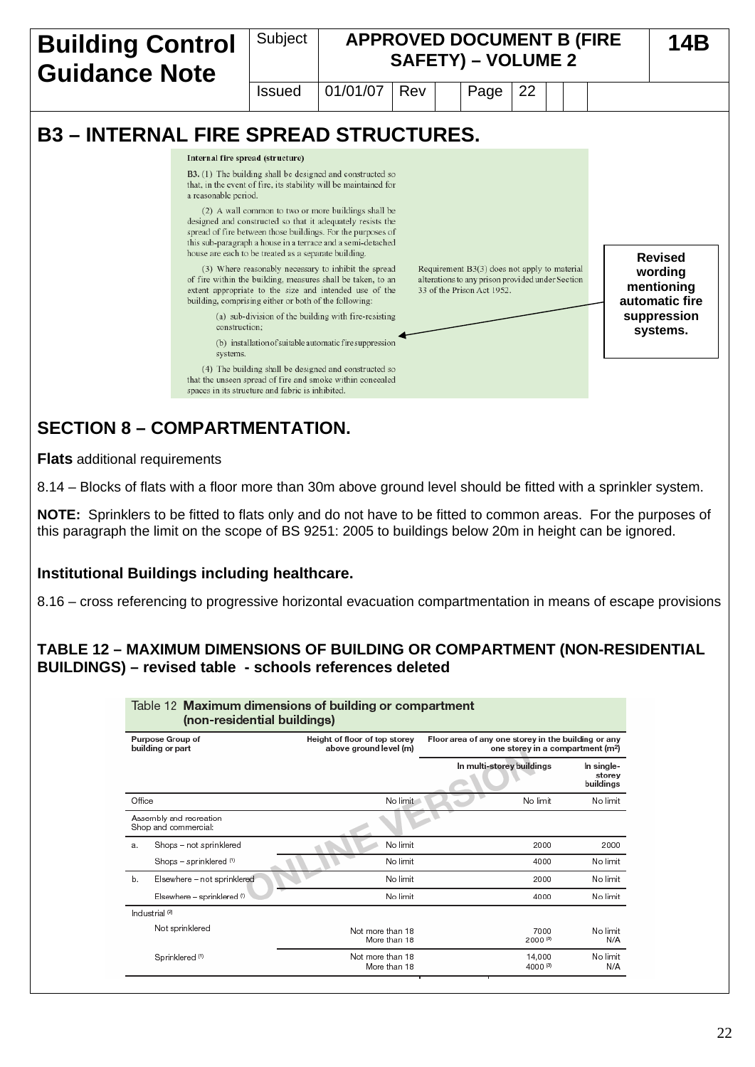| Building Control Guidance Note | Subject | APPROVED DOCUMENT B (FIRE SAFETY) – VOLUME 2 | 14B |
|---|---|---|---|
| | Issued | 01/01/07 Rev Page 22 | |

# B3 – INTERNAL FIRE SPREAD STRUCTURES.

**Internal fire spread (structure)**

**B3.** (1) The building shall be designed and constructed so that, in the event of fire, its stability will be maintained for a reasonable period.

(2) A wall common to two or more buildings shall be designed and constructed so that it adequately resists the spread of fire between those buildings. For the purposes of this sub-paragraph a house in a terrace and a semi-detached house are each to be treated as a separate building.

(3) Where reasonably necessary to inhibit the spread of fire within the building, measures shall be taken, to an extent appropriate to the size and intended use of the building, comprising either or both of the following:

(a) sub-division of the building with fire-resisting construction;

(b) installation of suitable automatic fire suppression systems.

(4) The building shall be designed and constructed so that the unseen spread of fire and smoke within concealed spaces in its structure and fabric is inhibited.

Requirement B3(3) does not apply to material alterations to any prison provided under Section 33 of the Prison Act 1952.

**Revised wording mentioning automatic fire suppression systems.**

## SECTION 8 – COMPARTMENTATION.

**Flats** additional requirements

8.14 – Blocks of flats with a floor more than 30m above ground level should be fitted with a sprinkler system.

**NOTE:** Sprinklers to be fitted to flats only and do not have to be fitted to common areas. For the purposes of this paragraph the limit on the scope of BS 9251: 2005 to buildings below 20m in height can be ignored.

### Institutional Buildings including healthcare.

8.16 – cross referencing to progressive horizontal evacuation compartmentation in means of escape provisions

### TABLE 12 – MAXIMUM DIMENSIONS OF BUILDING OR COMPARTMENT (NON-RESIDENTIAL BUILDINGS) – revised table - schools references deleted

Table 12 **Maximum dimensions of building or compartment (non-residential buildings)**

| Purpose Group of building or part | | Height of floor of top storey above ground level (m) | Floor area of any one storey in the building or any one storey in a compartment (m²) | |
|---|---|---|---|---|
| | | | In multi-storey buildings | In single-storey buildings |
| Office | | No limit | No limit | No limit |
| Assembly and recreation Shop and commercial: | | | | |
| a. | Shops – not sprinklered | No limit | 2000 | 2000 |
| | Shops – sprinklered [1] | No limit | 4000 | No limit |
| b. | Elsewhere – not sprinklered | No limit | 2000 | No limit |
| | Elsewhere – sprinklered [1] | No limit | 4000 | No limit |
| Industrial [2] | | | | |
| | Not sprinklered | Not more than 18 | 7000 | No limit |
| | | More than 18 | 2000 [3] | N/A |
| | Sprinklered [1] | Not more than 18 | 14,000 | No limit |
| | | More than 18 | 4000 [3] | N/A |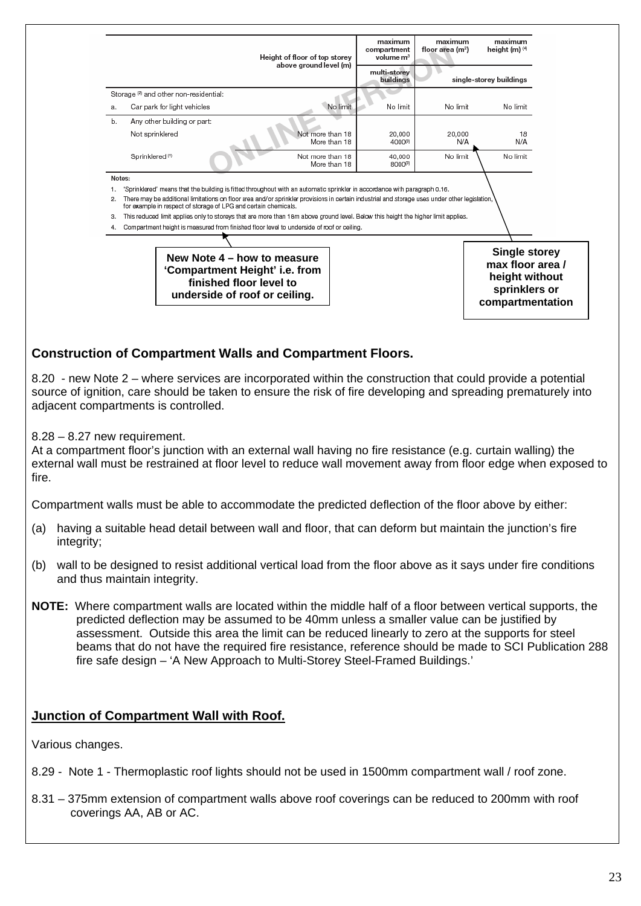| Height of floor of top storey above ground level (m) | | maximum compartment volume m³ | maximum floor area (m²) | maximum height (m) [4] |
|---|---|---|---|---|
| | | multi-storey buildings | single-storey buildings | |
| Storage [2] and other non-residential: | | | | |
| a. Car park for light vehicles | No limit | No limit | No limit | No limit |
| b. Any other building or part: | | | | |
| Not sprinklered | Not more than 18 | 20,000 | 20,000 | 18 |
| | More than 18 | 4000[3] | N/A | N/A |
| Sprinklered [1] | Not more than 18 | 40,000 | No limit | No limit |
| | More than 18 | 8000[3] | | |

Notes:

1. 'Sprinklered' means that the building is fitted throughout with an automatic sprinkler in accordance with paragraph 0.16.
2. There may be additional limitations on floor area and/or sprinkler provisions in certain industrial and storage uses under other legislation, for example in respect of storage of LPG and certain chemicals.
3. This reduced limit applies only to storeys that are more than 18m above ground level. Below this height the higher limit applies.
4. Compartment height is measured from finished floor level to underside of roof or ceiling.

**New Note 4 – how to measure 'Compartment Height' i.e. from finished floor level to underside of roof or ceiling.**

**Single storey max floor area / height without sprinklers or compartmentation**

### Construction of Compartment Walls and Compartment Floors.

8.20 - new Note 2 – where services are incorporated within the construction that could provide a potential source of ignition, care should be taken to ensure the risk of fire developing and spreading prematurely into adjacent compartments is controlled.

8.28 – 8.27 new requirement.
At a compartment floor's junction with an external wall having no fire resistance (e.g. curtain walling) the external wall must be restrained at floor level to reduce wall movement away from floor edge when exposed to fire.

Compartment walls must be able to accommodate the predicted deflection of the floor above by either:

(a) having a suitable head detail between wall and floor, that can deform but maintain the junction's fire integrity;

(b) wall to be designed to resist additional vertical load from the floor above as it says under fire conditions and thus maintain integrity.

**NOTE:** Where compartment walls are located within the middle half of a floor between vertical supports, the predicted deflection may be assumed to be 40mm unless a smaller value can be justified by assessment. Outside this area the limit can be reduced linearly to zero at the supports for steel beams that do not have the required fire resistance, reference should be made to SCI Publication 288 fire safe design – 'A New Approach to Multi-Storey Steel-Framed Buildings.'

### Junction of Compartment Wall with Roof.

Various changes.

8.29 - Note 1 - Thermoplastic roof lights should not be used in 1500mm compartment wall / roof zone.

8.31 – 375mm extension of compartment walls above roof coverings can be reduced to 200mm with roof coverings AA, AB or AC.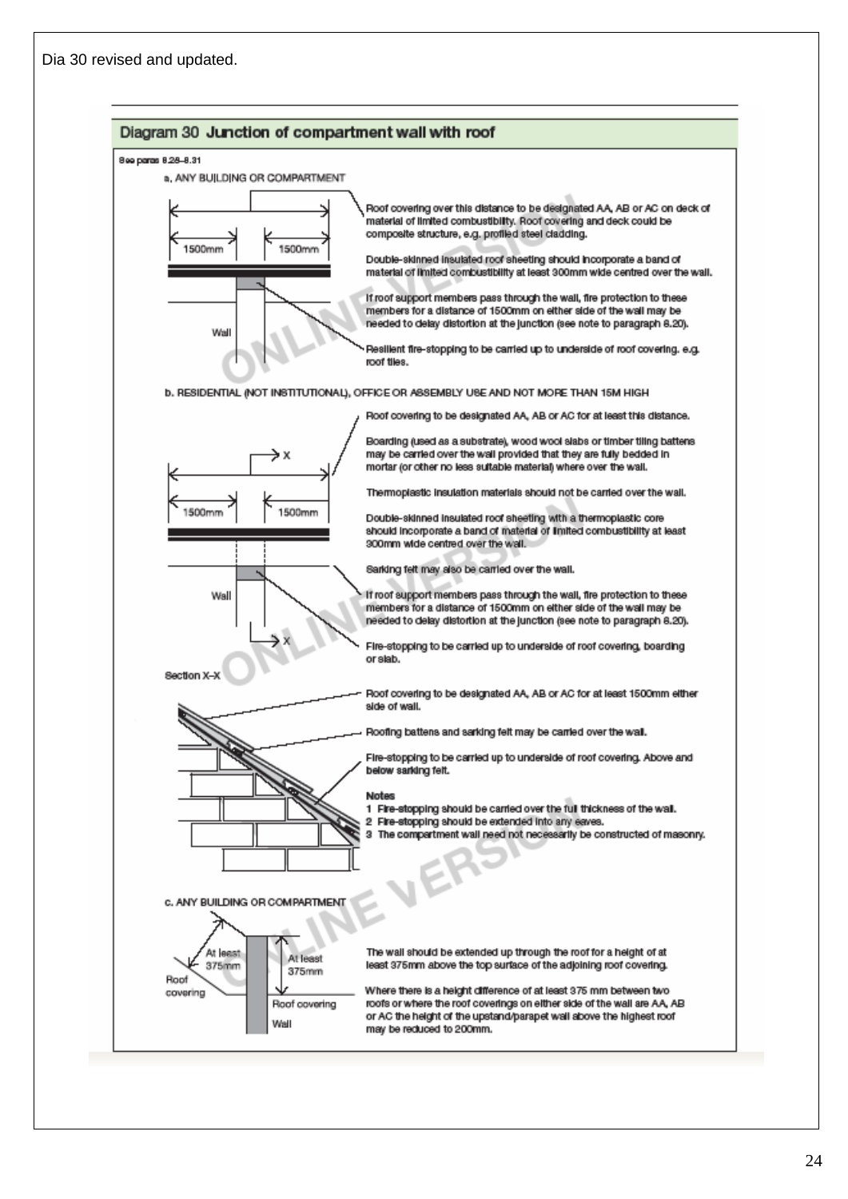Dia 30 revised and updated.

## Diagram 30 Junction of compartment wall with roof

See paras 8.28–8.31

**a. ANY BUILDING OR COMPARTMENT**

1500mm | 1500mm

Wall

Roof covering over this distance to be designated AA, AB or AC on deck of material of limited combustibility. Roof covering and deck could be composite structure, e.g. profiled steel cladding.

Double-skinned insulated roof sheeting should incorporate a band of material of limited combustibility at least 300mm wide centred over the wall.

If roof support members pass through the wall, fire protection to these members for a distance of 1500mm on either side of the wall may be needed to delay distortion at the junction (see note to paragraph 8.20).

Resilient fire-stopping to be carried up to underside of roof covering. e.g. roof tiles.

**b. RESIDENTIAL (NOT INSTITUTIONAL), OFFICE OR ASSEMBLY USE AND NOT MORE THAN 15M HIGH**

X

1500mm | 1500mm

Wall

X

Roof covering to be designated AA, AB or AC for at least this distance.

Boarding (used as a substrate), wood wool slabs or timber tiling battens may be carried over the wall provided that they are fully bedded in mortar (or other no less suitable material) where over the wall.

Thermoplastic insulation materials should not be carried over the wall.

Double-skinned insulated roof sheeting with a thermoplastic core should incorporate a band of material of limited combustibility at least 300mm wide centred over the wall.

Sarking felt may also be carried over the wall.

If roof support members pass through the wall, fire protection to these members for a distance of 1500mm on either side of the wall may be needed to delay distortion at the junction (see note to paragraph 8.20).

Fire-stopping to be carried up to underside of roof covering, boarding or slab.

Section X–X

Roof covering to be designated AA, AB or AC for at least 1500mm either side of wall.

Roofing battens and sarking felt may be carried over the wall.

Fire-stopping to be carried up to underside of roof covering. Above and below sarking felt.

**Notes**

1 Fire-stopping should be carried over the full thickness of the wall.
2 Fire-stopping should be extended into any eaves.
3 The compartment wall need not necessarily be constructed of masonry.

**c. ANY BUILDING OR COMPARTMENT**

At least 375mm

At least 375mm

Roof covering

Roof covering

Wall

The wall should be extended up through the roof for a height of at least 375mm above the top surface of the adjoining roof covering.

Where there is a height difference of at least 375 mm between two roofs or where the roof coverings on either side of the wall are AA, AB or AC the height of the upstand/parapet wall above the highest roof may be reduced to 200mm.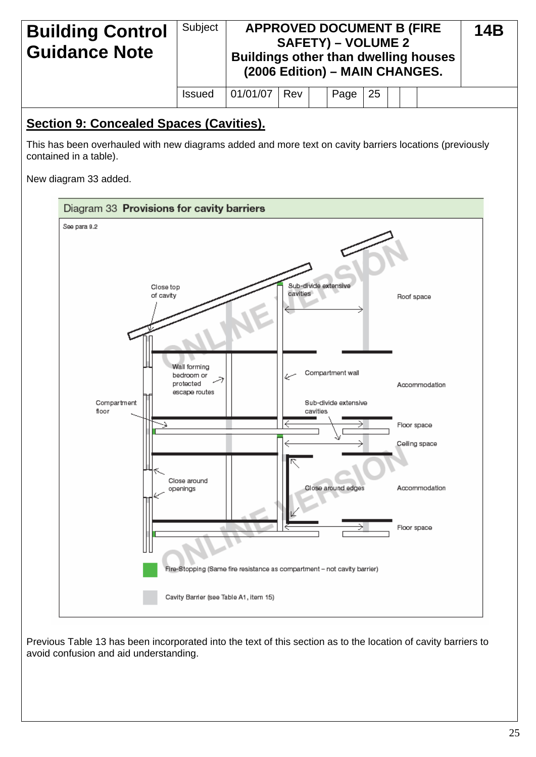| Building Control Guidance Note | Subject | APPROVED DOCUMENT B (FIRE SAFETY) – VOLUME 2 Buildings other than dwelling houses (2006 Edition) – MAIN CHANGES. | 14B |
|---|---|---|---|
| | Issued | 01/01/07 Rev Page 25 | |

## Section 9: Concealed Spaces (Cavities).

This has been overhauled with new diagrams added and more text on cavity barriers locations (previously contained in a table).

New diagram 33 added.

**Diagram 33 Provisions for cavity barriers**

See para 9.2

Close top of cavity

Sub-divide extensive cavities

Roof space

Wall forming bedroom or protected escape routes

Compartment wall

Accommodation

Compartment floor

Sub-divide extensive cavities

Floor space

Ceiling space

Close around openings

Close around edges

Accommodation

Floor space

Fire-Stopping (Same fire resistance as compartment – not cavity barrier)

Cavity Barrier (see Table A1, item 15)

Previous Table 13 has been incorporated into the text of this section as to the location of cavity barriers to avoid confusion and aid understanding.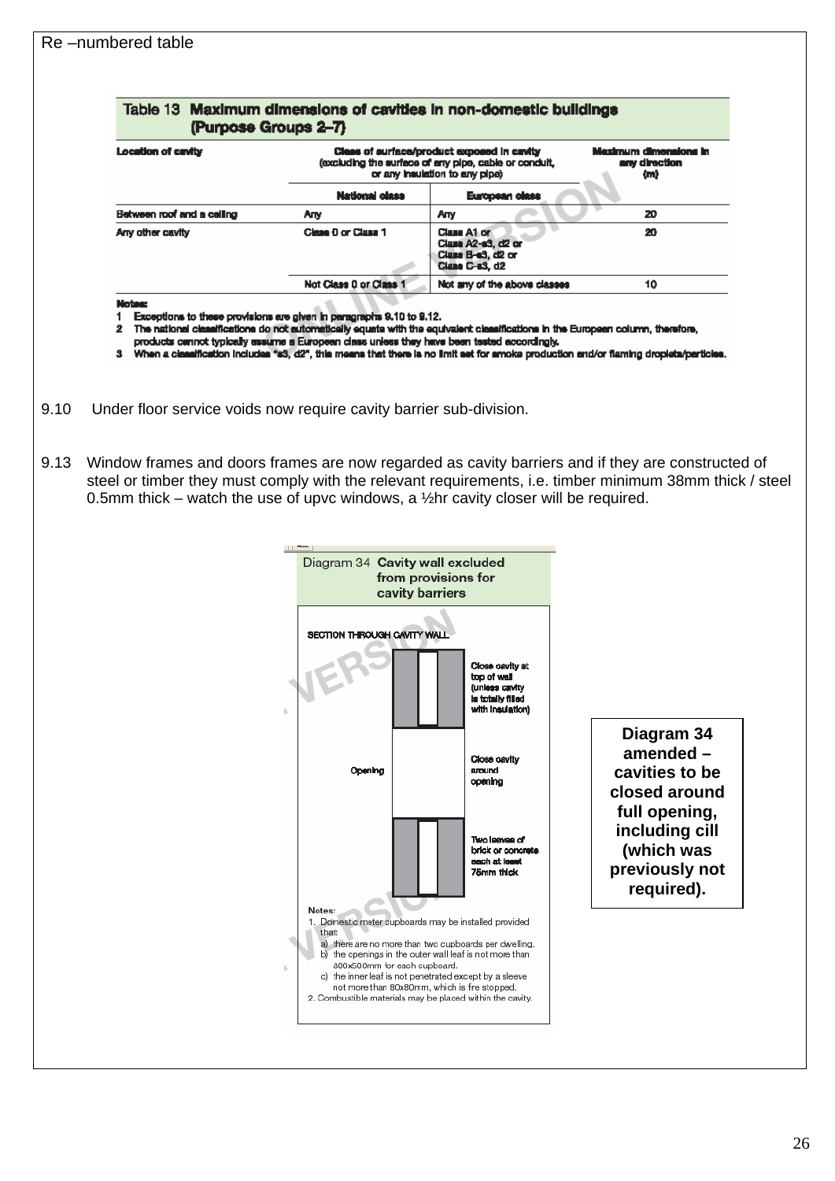Re –numbered table

**Table 13 Maximum dimensions of cavities in non-domestic buildings (Purpose Groups 2–7)**

| Location of cavity | Class of surface/product exposed in cavity (excluding the surface of any pipe, cable or conduit, or any insulation to any pipe) | | Maximum dimensions in any direction (m) |
|---|---|---|---|
| | National class | European class | |
| Between roof and a ceiling | Any | Any | 20 |
| Any other cavity | Class 0 or Class 1 | Class A1 or Class A2-s3, d2 or Class B-s3, d2 or Class C-s3, d2 | 20 |
| | Not Class 0 or Class 1 | Not any of the above classes | 10 |

Notes:

1 Exceptions to these provisions are given in paragraphs 9.10 to 9.12.

2 The national classifications do not automatically equate with the equivalent classifications in the European column, therefore, products cannot typically assume a European class unless they have been tested accordingly.

3 When a classification includes "s3, d2", this means that there is no limit set for smoke production and/or flaming droplets/particles.

9.10 Under floor service voids now require cavity barrier sub-division.

9.13 Window frames and doors frames are now regarded as cavity barriers and if they are constructed of steel or timber they must comply with the relevant requirements, i.e. timber minimum 38mm thick / steel 0.5mm thick – watch the use of upvc windows, a ½hr cavity closer will be required.

**Diagram 34 Cavity wall excluded from provisions for cavity barriers**

SECTION THROUGH CAVITY WALL

Close cavity at top of wall (unless cavity is totally filled with insulation)

Opening

Close cavity around opening

Two leaves of brick or concrete each at least 75mm thick

Notes:

1. Domestic meter cupboards may be installed provided that:
   a) there are no more than two cupboards per dwelling.
   b) the openings in the outer wall leaf is not more than 800x500mm for each cupboard.
   c) the inner leaf is not penetrated except by a sleeve not more than 80x80mm, which is fire stopped.
2. Combustible materials may be placed within the cavity.

**Diagram 34 amended – cavities to be closed around full opening, including cill (which was previously not required).**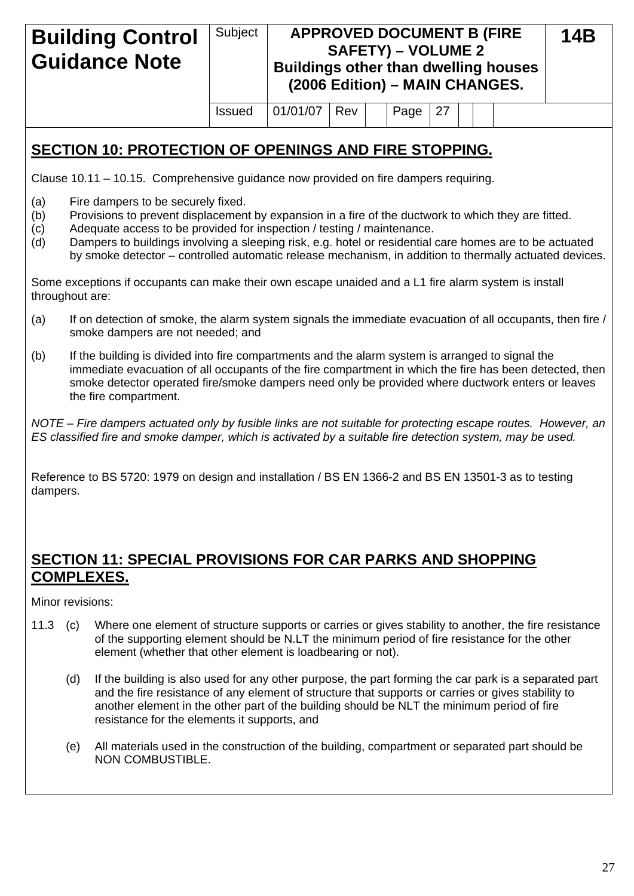## SECTION 10: PROTECTION OF OPENINGS AND FIRE STOPPING.

Clause 10.11 – 10.15. Comprehensive guidance now provided on fire dampers requiring.

(a) Fire dampers to be securely fixed.
(b) Provisions to prevent displacement by expansion in a fire of the ductwork to which they are fitted.
(c) Adequate access to be provided for inspection / testing / maintenance.
(d) Dampers to buildings involving a sleeping risk, e.g. hotel or residential care homes are to be actuated by smoke detector – controlled automatic release mechanism, in addition to thermally actuated devices.

Some exceptions if occupants can make their own escape unaided and a L1 fire alarm system is install throughout are:

(a) If on detection of smoke, the alarm system signals the immediate evacuation of all occupants, then fire / smoke dampers are not needed; and

(b) If the building is divided into fire compartments and the alarm system is arranged to signal the immediate evacuation of all occupants of the fire compartment in which the fire has been detected, then smoke detector operated fire/smoke dampers need only be provided where ductwork enters or leaves the fire compartment.

*NOTE – Fire dampers actuated only by fusible links are not suitable for protecting escape routes. However, an ES classified fire and smoke damper, which is activated by a suitable fire detection system, may be used.*

Reference to BS 5720: 1979 on design and installation / BS EN 1366-2 and BS EN 13501-3 as to testing dampers.

## SECTION 11: SPECIAL PROVISIONS FOR CAR PARKS AND SHOPPING COMPLEXES.

Minor revisions:

11.3 (c) Where one element of structure supports or carries or gives stability to another, the fire resistance of the supporting element should be N.LT the minimum period of fire resistance for the other element (whether that other element is loadbearing or not).

(d) If the building is also used for any other purpose, the part forming the car park is a separated part and the fire resistance of any element of structure that supports or carries or gives stability to another element in the other part of the building should be NLT the minimum period of fire resistance for the elements it supports, and

(e) All materials used in the construction of the building, compartment or separated part should be NON COMBUSTIBLE.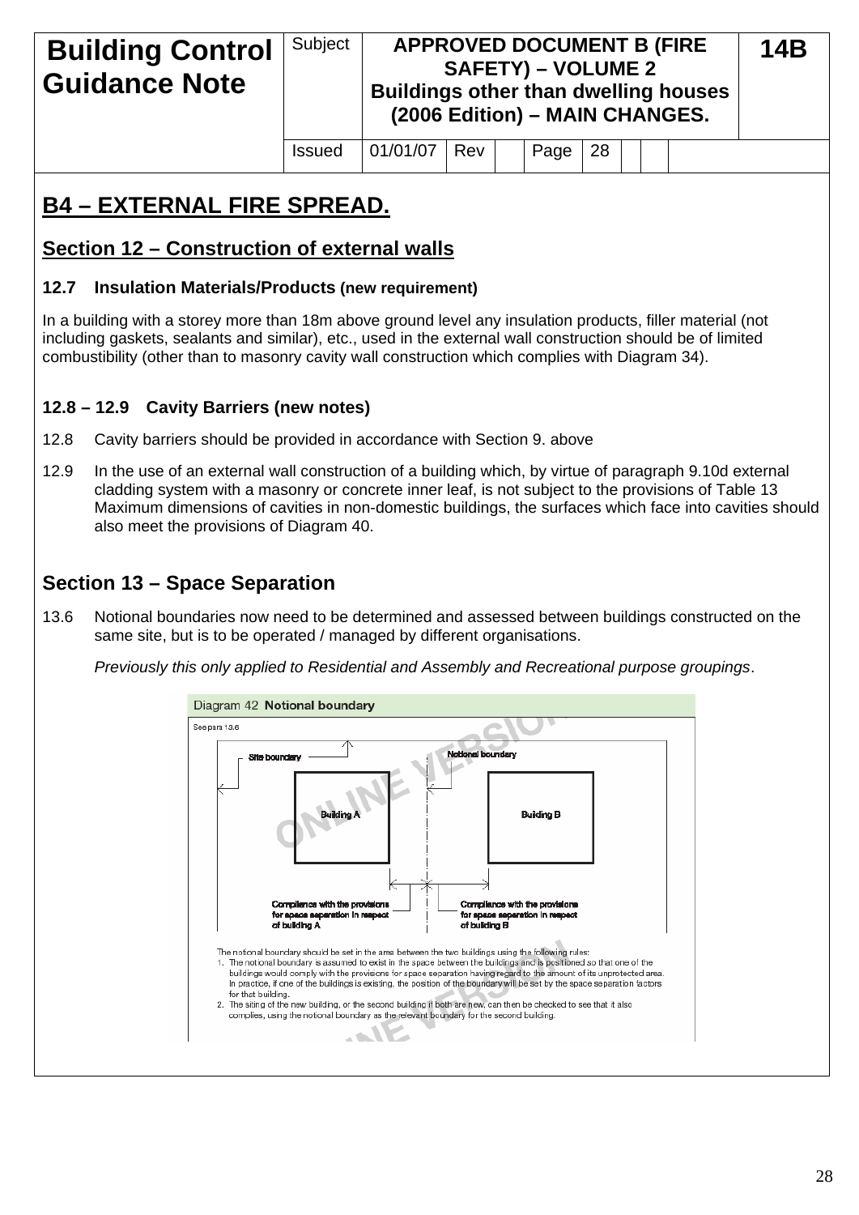## B4 – EXTERNAL FIRE SPREAD.

### Section 12 – Construction of external walls

**12.7 Insulation Materials/Products (new requirement)**

In a building with a storey more than 18m above ground level any insulation products, filler material (not including gaskets, sealants and similar), etc., used in the external wall construction should be of limited combustibility (other than to masonry cavity wall construction which complies with Diagram 34).

**12.8 – 12.9 Cavity Barriers (new notes)**

12.8 Cavity barriers should be provided in accordance with Section 9. above

12.9 In the use of an external wall construction of a building which, by virtue of paragraph 9.10d external cladding system with a masonry or concrete inner leaf, is not subject to the provisions of Table 13 Maximum dimensions of cavities in non-domestic buildings, the surfaces which face into cavities should also meet the provisions of Diagram 40.

### Section 13 – Space Separation

13.6 Notional boundaries now need to be determined and assessed between buildings constructed on the same site, but is to be operated / managed by different organisations.

*Previously this only applied to Residential and Assembly and Recreational purpose groupings*.

Diagram 42 **Notional boundary**

See para 13.6

Site boundary — Notional boundary — Building A — Building B

Compliance with the provisions for space separation in respect of building A

Compliance with the provisions for space separation in respect of building B

The notional boundary should be set in the area between the two buildings using the following rules:

1. The notional boundary is assumed to exist in the space between the buildings and is positioned so that one of the buildings would comply with the provisions for space separation having regard to the amount of its unprotected area. In practice, if one of the buildings is existing, the position of the boundary will be set by the space separation factors for that building.
2. The siting of the new building, or the second building if both are new, can then be checked to see that it also complies, using the notional boundary as the relevant boundary for the second building.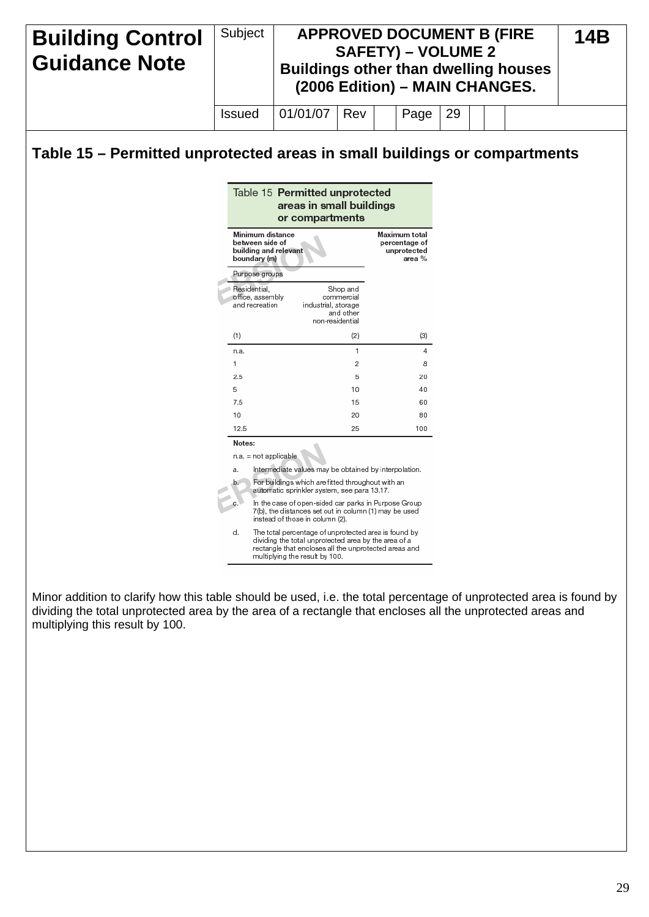| Building Control Guidance Note | Subject | APPROVED DOCUMENT B (FIRE SAFETY) – VOLUME 2 Buildings other than dwelling houses (2006 Edition) – MAIN CHANGES. | 14B |
|---|---|---|---|
| | Issued | 01/01/07 Rev Page 29 | |

## Table 15 – Permitted unprotected areas in small buildings or compartments

**Table 15 Permitted unprotected areas in small buildings or compartments**

| Minimum distance between side of building and relevant boundary (m) | | Maximum total percentage of unprotected area % |
|---|---|---|
| Purpose groups | | |
| Residential, office, assembly and recreation | Shop and commercial industrial, storage and other non-residential | |
| (1) | (2) | (3) |
| n.a. | 1 | 4 |
| 1 | 2 | 8 |
| 2.5 | 5 | 20 |
| 5 | 10 | 40 |
| 7.5 | 15 | 60 |
| 10 | 20 | 80 |
| 12.5 | 25 | 100 |

**Notes:**

n.a. = not applicable

a. Intermediate values may be obtained by interpolation.

b. For buildings which are fitted throughout with an automatic sprinkler system, see para 13.17.

c. In the case of open-sided car parks in Purpose Group 7(b), the distances set out in column (1) may be used instead of those in column (2).

d. The total percentage of unprotected area is found by dividing the total unprotected area by the area of a rectangle that encloses all the unprotected areas and multiplying the result by 100.

Minor addition to clarify how this table should be used, i.e. the total percentage of unprotected area is found by dividing the total unprotected area by the area of a rectangle that encloses all the unprotected areas and multiplying this result by 100.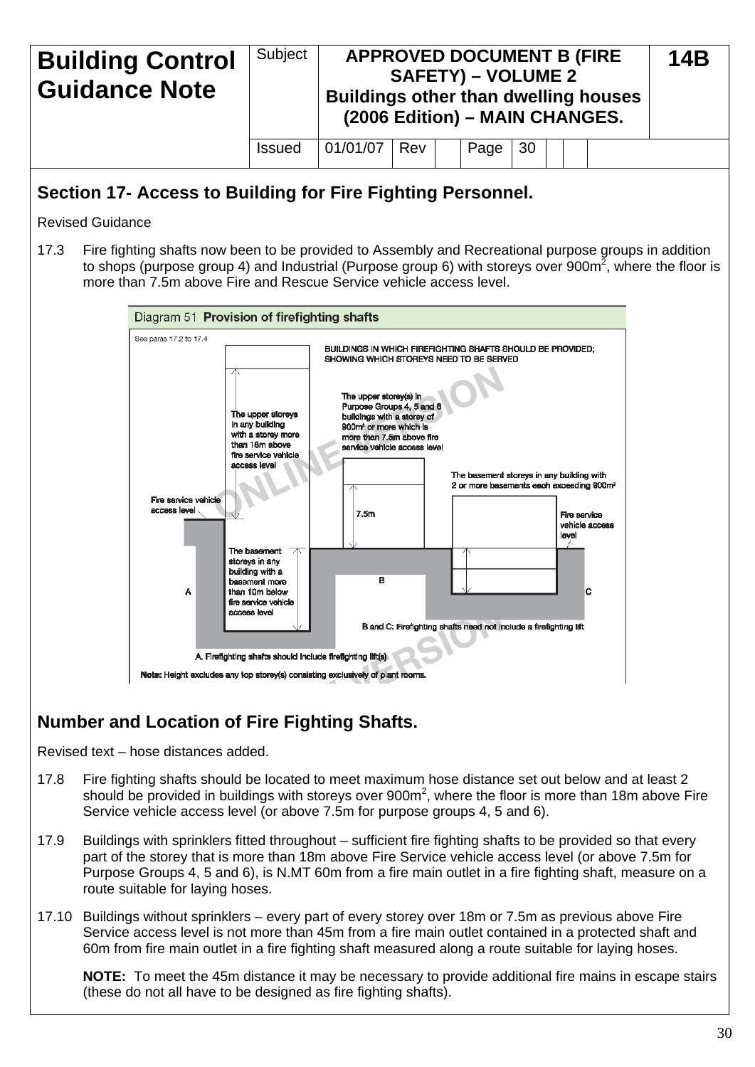| Building Control Guidance Note | Subject | APPROVED DOCUMENT B (FIRE SAFETY) – VOLUME 2 Buildings other than dwelling houses (2006 Edition) – MAIN CHANGES. | | | | | 14B |
|---|---|---|---|---|---|---|---|
| | Issued | 01/01/07 | Rev | | Page | 30 | |

## Section 17- Access to Building for Fire Fighting Personnel.

Revised Guidance

17.3 Fire fighting shafts now been to be provided to Assembly and Recreational purpose groups in addition to shops (purpose group 4) and Industrial (Purpose group 6) with storeys over 900m$^2$, where the floor is more than 7.5m above Fire and Rescue Service vehicle access level.

Diagram 51 **Provision of firefighting shafts**

See paras 17.2 to 17.4

BUILDINGS IN WHICH FIREFIGHTING SHAFTS SHOULD BE PROVIDED; SHOWING WHICH STOREYS NEED TO BE SERVED

The upper storeys in any building with a storey more than 18m above fire service vehicle access level

The upper storey(s) in Purpose Groups 4, 5 and 6 buildings with a storey of 900m² or more which is more than 7.5m above fire service vehicle access level

The basement storeys in any building with 2 or more basements each exceeding 900m²

Fire service vehicle access level

7.5m

Fire service vehicle access level

The basement storeys in any building with a basement more than 10m below fire service vehicle access level

A

B

C

B and C: Firefighting shafts need not include a firefighting lift

A. Firefighting shafts should include firefighting lift(s)

**Note:** Height excludes any top storey(s) consisting exclusively of plant rooms.

## Number and Location of Fire Fighting Shafts.

Revised text – hose distances added.

17.8 Fire fighting shafts should be located to meet maximum hose distance set out below and at least 2 should be provided in buildings with storeys over 900m$^2$, where the floor is more than 18m above Fire Service vehicle access level (or above 7.5m for purpose groups 4, 5 and 6).

17.9 Buildings with sprinklers fitted throughout – sufficient fire fighting shafts to be provided so that every part of the storey that is more than 18m above Fire Service vehicle access level (or above 7.5m for Purpose Groups 4, 5 and 6), is N.MT 60m from a fire main outlet in a fire fighting shaft, measure on a route suitable for laying hoses.

17.10 Buildings without sprinklers – every part of every storey over 18m or 7.5m as previous above Fire Service access level is not more than 45m from a fire main outlet contained in a protected shaft and 60m from fire main outlet in a fire fighting shaft measured along a route suitable for laying hoses.

**NOTE:** To meet the 45m distance it may be necessary to provide additional fire mains in escape stairs (these do not all have to be designed as fire fighting shafts).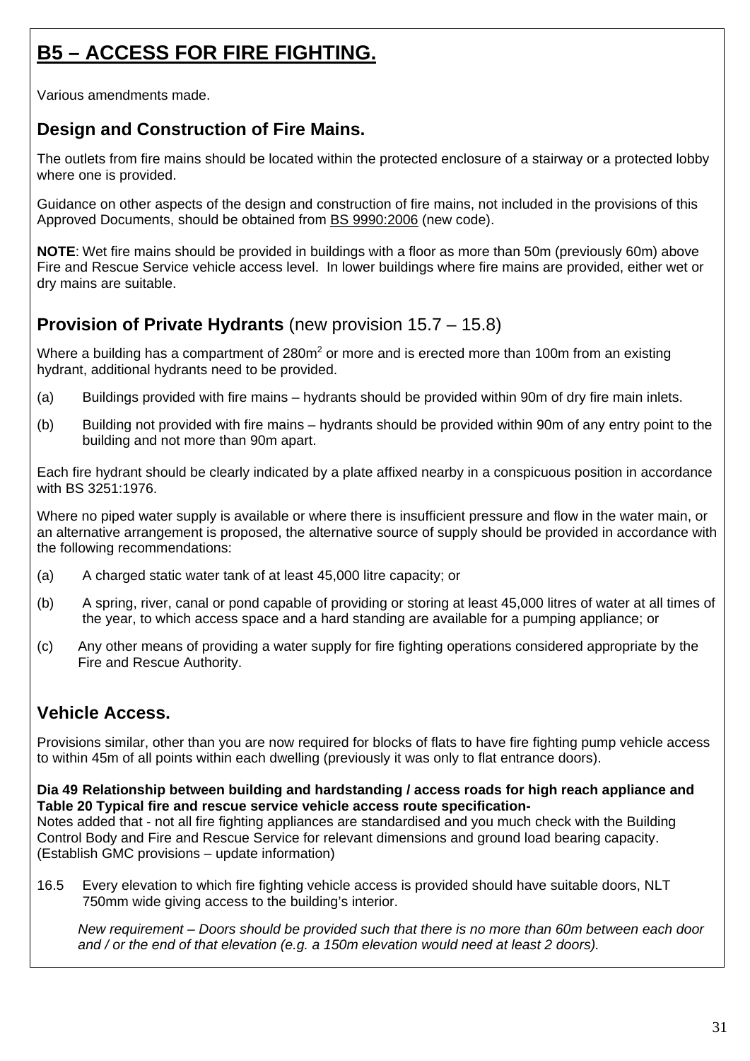# B5 – ACCESS FOR FIRE FIGHTING.

Various amendments made.

## Design and Construction of Fire Mains.

The outlets from fire mains should be located within the protected enclosure of a stairway or a protected lobby where one is provided.

Guidance on other aspects of the design and construction of fire mains, not included in the provisions of this Approved Documents, should be obtained from BS 9990:2006 (new code).

**NOTE**: Wet fire mains should be provided in buildings with a floor as more than 50m (previously 60m) above Fire and Rescue Service vehicle access level. In lower buildings where fire mains are provided, either wet or dry mains are suitable.

## Provision of Private Hydrants (new provision 15.7 – 15.8)

Where a building has a compartment of 280m$^2$ or more and is erected more than 100m from an existing hydrant, additional hydrants need to be provided.

(a) Buildings provided with fire mains – hydrants should be provided within 90m of dry fire main inlets.

(b) Building not provided with fire mains – hydrants should be provided within 90m of any entry point to the building and not more than 90m apart.

Each fire hydrant should be clearly indicated by a plate affixed nearby in a conspicuous position in accordance with BS 3251:1976.

Where no piped water supply is available or where there is insufficient pressure and flow in the water main, or an alternative arrangement is proposed, the alternative source of supply should be provided in accordance with the following recommendations:

(a) A charged static water tank of at least 45,000 litre capacity; or

(b) A spring, river, canal or pond capable of providing or storing at least 45,000 litres of water at all times of the year, to which access space and a hard standing are available for a pumping appliance; or

(c) Any other means of providing a water supply for fire fighting operations considered appropriate by the Fire and Rescue Authority.

## Vehicle Access.

Provisions similar, other than you are now required for blocks of flats to have fire fighting pump vehicle access to within 45m of all points within each dwelling (previously it was only to flat entrance doors).

**Dia 49 Relationship between building and hardstanding / access roads for high reach appliance and Table 20 Typical fire and rescue service vehicle access route specification-**
Notes added that - not all fire fighting appliances are standardised and you much check with the Building Control Body and Fire and Rescue Service for relevant dimensions and ground load bearing capacity. (Establish GMC provisions – update information)

16.5 Every elevation to which fire fighting vehicle access is provided should have suitable doors, NLT 750mm wide giving access to the building's interior.

*New requirement – Doors should be provided such that there is no more than 60m between each door and / or the end of that elevation (e.g. a 150m elevation would need at least 2 doors).*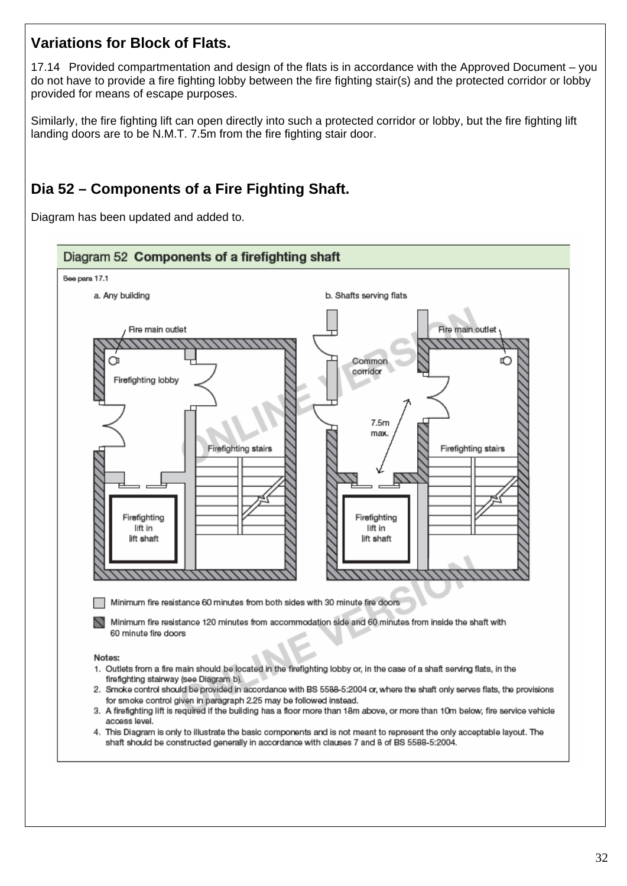## Variations for Block of Flats.

17.14 Provided compartmentation and design of the flats is in accordance with the Approved Document – you do not have to provide a fire fighting lobby between the fire fighting stair(s) and the protected corridor or lobby provided for means of escape purposes.

Similarly, the fire fighting lift can open directly into such a protected corridor or lobby, but the fire fighting lift landing doors are to be N.M.T. 7.5m from the fire fighting stair door.

## Dia 52 – Components of a Fire Fighting Shaft.

Diagram has been updated and added to.

**Diagram 52 Components of a firefighting shaft**

See para 17.1

a. Any building

Fire main outlet

Firefighting lobby

Firefighting stairs

Firefighting lift in lift shaft

b. Shafts serving flats

Common corridor

Fire main outlet

7.5m max.

Firefighting stairs

Firefighting lift in lift shaft

Minimum fire resistance 60 minutes from both sides with 30 minute fire doors

Minimum fire resistance 120 minutes from accommodation side and 60 minutes from inside the shaft with 60 minute fire doors

**Notes:**

1. Outlets from a fire main should be located in the firefighting lobby or, in the case of a shaft serving flats, in the firefighting stairway (see Diagram b).
2. Smoke control should be provided in accordance with BS 5588-5:2004 or, where the shaft only serves flats, the provisions for smoke control given in paragraph 2.25 may be followed instead.
3. A firefighting lift is required if the building has a floor more than 18m above, or more than 10m below, fire service vehicle access level.
4. This Diagram is only to illustrate the basic components and is not meant to represent the only acceptable layout. The shaft should be constructed generally in accordance with clauses 7 and 8 of BS 5588-5:2004.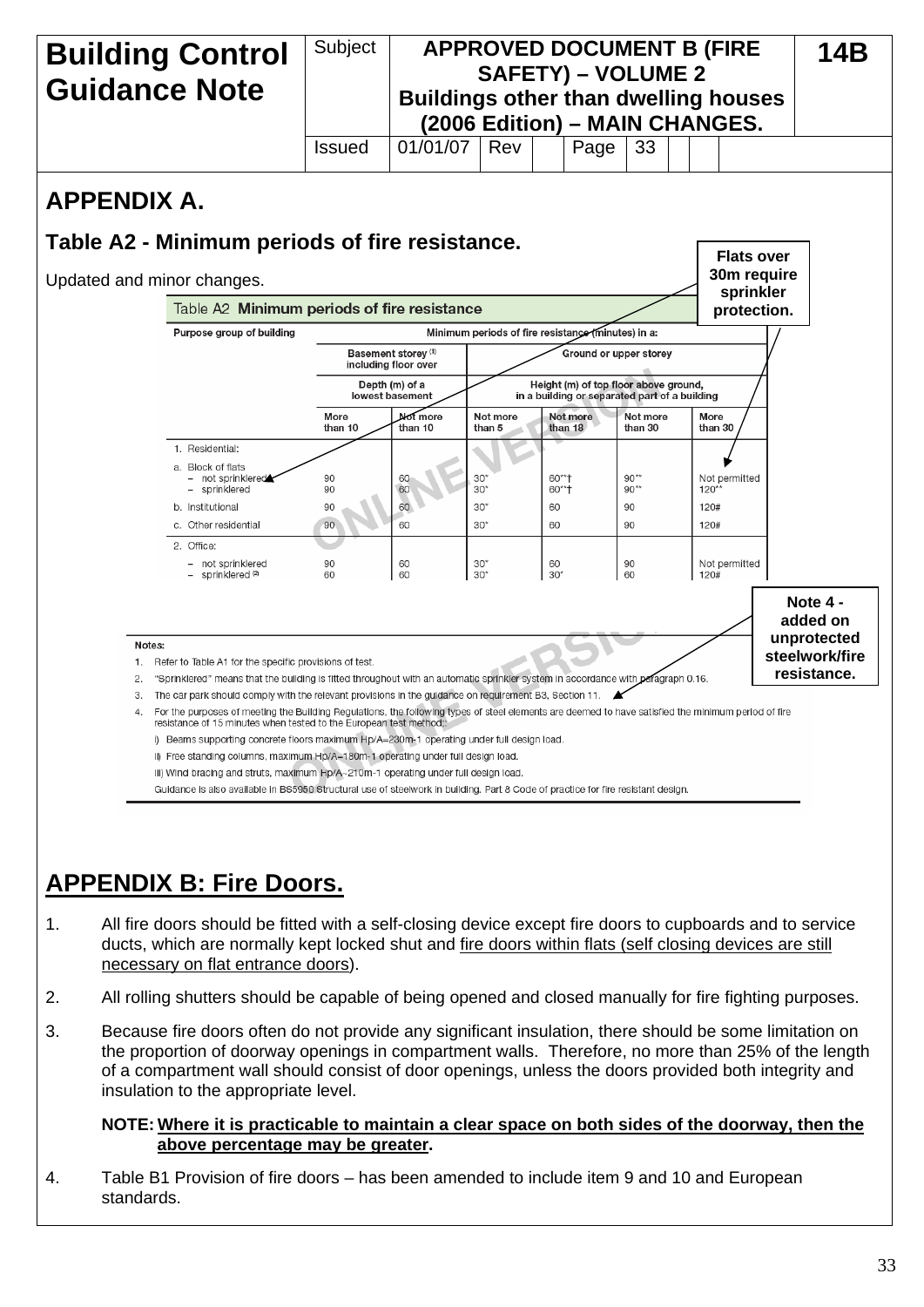| Building Control Guidance Note | Subject | APPROVED DOCUMENT B (FIRE SAFETY) – VOLUME 2 Buildings other than dwelling houses (2006 Edition) – MAIN CHANGES. | 14B |
|---|---|---|---|
| | Issued | 01/01/07 Rev Page 33 | |

## APPENDIX A.

### Table A2 - Minimum periods of fire resistance.

Updated and minor changes.

**Flats over 30m require sprinkler protection.**

Table A2 **Minimum periods of fire resistance**

| Purpose group of building | Minimum periods of fire resistance (minutes) in a: | | | | | |
|---|---|---|---|---|---|---|
| | Basement storey [(1)] including floor over | | Ground or upper storey | | | |
| | Depth (m) of a lowest basement | | Height (m) of top floor above ground, in a building or separated part of a building | | | |
| | More than 10 | Not more than 10 | Not more than 5 | Not more than 18 | Not more than 30 | More than 30 |
| 1. Residential: | | | | | | |
| a. Block of flats | | | | | | |
| – not sprinklered | 90 | 60 | 30* | 60**† | 90** | Not permitted |
| – sprinklered | 90 | 60 | 30* | 60**† | 90** | 120** |
| b. Institutional | 90 | 60 | 30* | 60 | 90 | 120# |
| c. Other residential | 90 | 60 | 30* | 60 | 90 | 120# |
| 2. Office: | | | | | | |
| – not sprinklered | 90 | 60 | 30* | 60 | 90 | Not permitted |
| – sprinklered [(2)] | 60 | 60 | 30* | 30* | 60 | 120# |

**Note 4 - added on unprotected steelwork/fire resistance.**

Notes:

1. Refer to Table A1 for the specific provisions of test.
2. "Sprinklered" means that the building is fitted throughout with an automatic sprinkler system in accordance with paragraph 0.16.
3. The car park should comply with the relevant provisions in the guidance on requirement B3, Section 11.
4. For the purposes of meeting the Building Regulations, the following types of steel elements are deemed to have satisfied the minimum period of fire resistance of 15 minutes when tested to the European test method:
   i) Beams supporting concrete floors maximum Hp/A=230m-1 operating under full design load.
   ii) Free standing columns, maximum Hp/A=180m-1 operating under full design load.
   iii) Wind bracing and struts, maximum Hp/A=210m-1 operating under full design load.

   Guidance is also available in BS5950 Structural use of steelwork in building. Part 8 Code of practice for fire resistant design.

## APPENDIX B: Fire Doors.

1. All fire doors should be fitted with a self-closing device except fire doors to cupboards and to service ducts, which are normally kept locked shut and fire doors within flats (self closing devices are still necessary on flat entrance doors).

2. All rolling shutters should be capable of being opened and closed manually for fire fighting purposes.

3. Because fire doors often do not provide any significant insulation, there should be some limitation on the proportion of doorway openings in compartment walls. Therefore, no more than 25% of the length of a compartment wall should consist of door openings, unless the doors provided both integrity and insulation to the appropriate level.

   **NOTE: Where it is practicable to maintain a clear space on both sides of the doorway, then the above percentage may be greater.**

4. Table B1 Provision of fire doors – has been amended to include item 9 and 10 and European standards.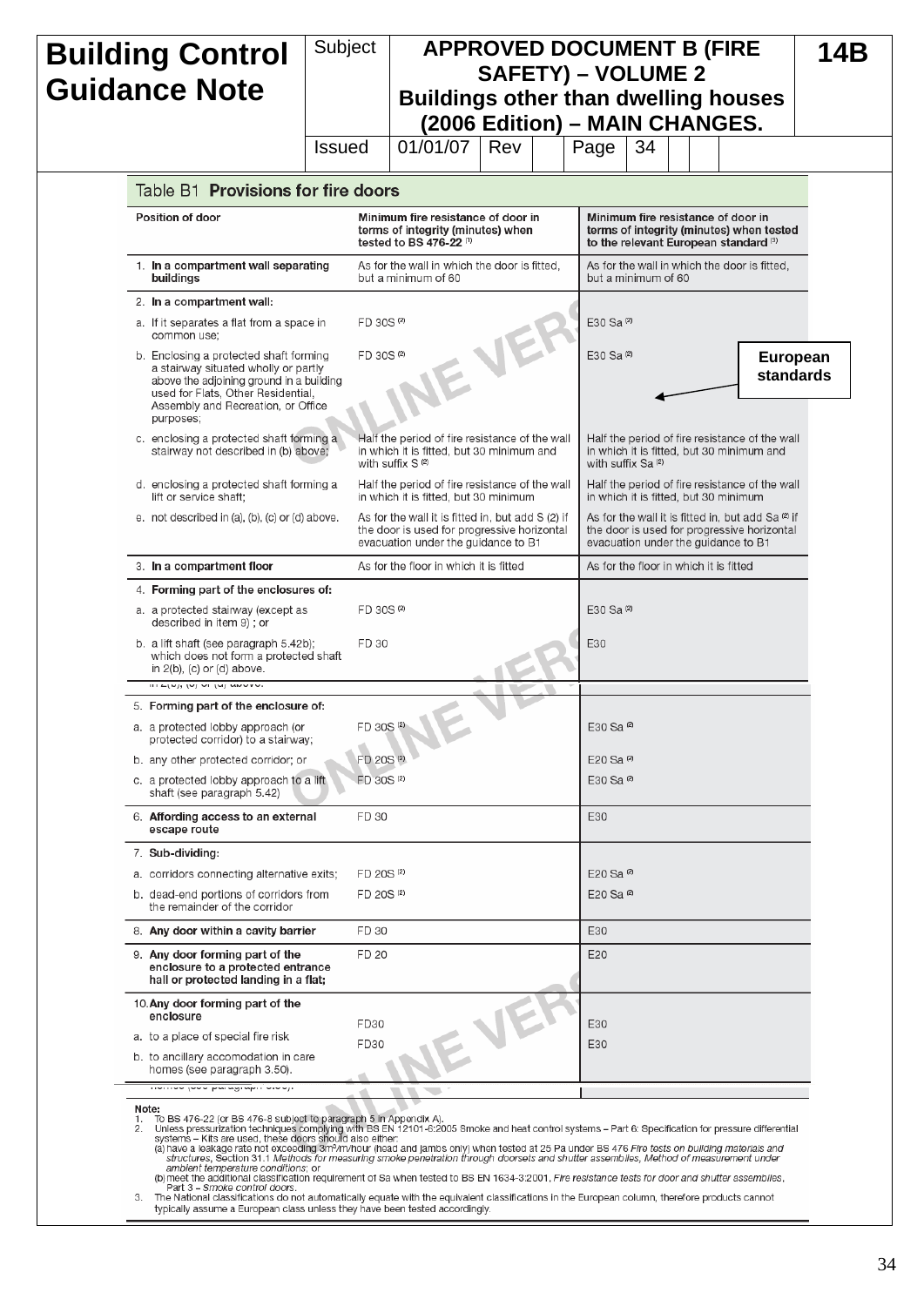| Building Control Guidance Note | Subject | APPROVED DOCUMENT B (FIRE SAFETY) – VOLUME 2 Buildings other than dwelling houses (2006 Edition) – MAIN CHANGES. | 14B |
|---|---|---|---|
| | Issued | 01/01/07 Rev | Page 34 |

**Table B1 Provisions for fire doors**

| Position of door | Minimum fire resistance of door in terms of integrity (minutes) when tested to BS 476-22 [1] | Minimum fire resistance of door in terms of integrity (minutes) when tested to the relevant European standard [3] |
|---|---|---|
| 1. **In a compartment wall separating buildings** | As for the wall in which the door is fitted, but a minimum of 60 | As for the wall in which the door is fitted, but a minimum of 60 |
| 2. **In a compartment wall:** | | |
| a. If it separates a flat from a space in common use; | FD 30S [2] | E30 Sa [2] |
| b. Enclosing a protected shaft forming a stairway situated wholly or partly above the adjoining ground in a building used for Flats, Other Residential, Assembly and Recreation, or Office purposes; | FD 30S [2] | E30 Sa [2] |
| c. enclosing a protected shaft forming a stairway not described in (b) above; | Half the period of fire resistance of the wall in which it is fitted, but 30 minimum and with suffix S [2] | Half the period of fire resistance of the wall in which it is fitted, but 30 minimum and with suffix Sa [2] |
| d. enclosing a protected shaft forming a lift or service shaft; | Half the period of fire resistance of the wall in which it is fitted, but 30 minimum | Half the period of fire resistance of the wall in which it is fitted, but 30 minimum |
| e. not described in (a), (b), (c) or (d) above. | As for the wall it is fitted in, but add S (2) if the door is used for progressive horizontal evacuation under the guidance to B1 | As for the wall it is fitted in, but add Sa [2] if the door is used for progressive horizontal evacuation under the guidance to B1 |
| 3. **In a compartment floor** | As for the floor in which it is fitted | As for the floor in which it is fitted |
| 4. **Forming part of the enclosures of:** | | |
| a. a protected stairway (except as described in item 9) ; or | FD 30S [2] | E30 Sa [2] |
| b. a lift shaft (see paragraph 5.42b); which does not form a protected shaft in 2(b), (c) or (d) above. | FD 30 | E30 |
| 5. **Forming part of the enclosure of:** | | |
| a. a protected lobby approach (or protected corridor) to a stairway; | FD 30S [2] | E30 Sa [2] |
| b. any other protected corridor; or | FD 20S [2] | E20 Sa [2] |
| c. a protected lobby approach to a lift shaft (see paragraph 5.42) | FD 30S [2] | E30 Sa [2] |
| 6. **Affording access to an external escape route** | FD 30 | E30 |
| 7. **Sub-dividing:** | | |
| a. corridors connecting alternative exits; | FD 20S [2] | E20 Sa [2] |
| b. dead-end portions of corridors from the remainder of the corridor | FD 20S [2] | E20 Sa [2] |
| 8. **Any door within a cavity barrier** | FD 30 | E30 |
| 9. **Any door forming part of the enclosure to a protected entrance hall or protected landing in a flat;** | FD 20 | E20 |
| 10. **Any door forming part of the enclosure** | | |
| a. to a place of special fire risk | FD30 | E30 |
| b. to ancillary accomodation in care homes (see paragraph 3.50). | FD30 | E30 |

European standards

Note:
1. To BS 476-22 (or BS 476-8 subject to paragraph 5 in Appendix A).
2. Unless pressurization techniques complying with BS EN 12101-6:2005 Smoke and heat control systems – Part 6: Specification for pressure differential systems – Kits are used, these doors should also either:
(a) have a leakage rate not exceeding 3m³/m/hour (head and jambs only) when tested at 25 Pa under BS 476 *Fire tests on building materials and structures*, Section 31.1 *Methods for measuring smoke penetration through doorsets and shutter assemblies, Method of measurement under ambient temperature conditions*; or
(b) meet the additional classification requirement of Sa when tested to BS EN 1634-3:2001, *Fire resistance tests for door and shutter assemblies, Part 3 – Smoke control doors.*
3. The National classifications do not automatically equate with the equivalent classifications in the European column, therefore products cannot typically assume a European class unless they have been tested accordingly.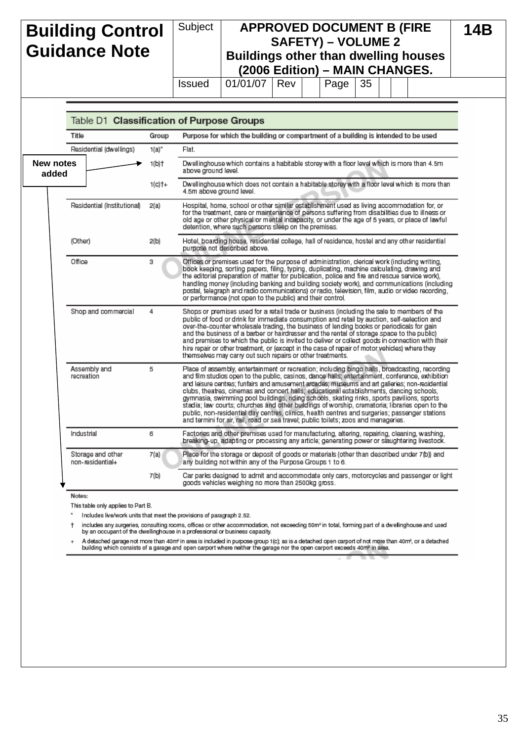| Building Control Guidance Note | Subject | APPROVED DOCUMENT B (FIRE SAFETY) – VOLUME 2 Buildings other than dwelling houses (2006 Edition) – MAIN CHANGES. | 14B |
|---|---|---|---|
| | Issued | 01/01/07 Rev Page 35 | |

New notes added

**Table D1 Classification of Purpose Groups**

| Title | Group | Purpose for which the building or compartment of a building is intended to be used |
|---|---|---|
| Residential (dwellings) | 1(a)* | Flat. |
| | 1(b)† | Dwellinghouse which contains a habitable storey with a floor level which is more than 4.5m above ground level. |
| | 1(c)†+ | Dwellinghouse which does not contain a habitable storey with a floor level which is more than 4.5m above ground level. |
| Residential (Institutional) | 2(a) | Hospital, home, school or other similar establishment used as living accommodation for, or for the treatment, care or maintenance of persons suffering from disabilities due to illness or old age or other physical or mental incapacity, or under the age of 5 years, or place of lawful detention, where such persons sleep on the premises. |
| (Other) | 2(b) | Hotel, boarding house, residential college, hall of residence, hostel and any other residential purpose not described above. |
| Office | 3 | Offices or premises used for the purpose of administration, clerical work (including writing, book keeping, sorting papers, filing, typing, duplicating, machine calculating, drawing and the editorial preparation of matter for publication, police and fire and rescue service work), handling money (including banking and building society work), and communications (including postal, telegraph and radio communications) or radio, television, film, audio or video recording, or performance (not open to the public) and their control. |
| Shop and commercial | 4 | Shops or premises used for a retail trade or business (including the sale to members of the public of food or drink for immediate consumption and retail by auction, self-selection and over-the-counter wholesale trading, the business of lending books or periodicals for gain and the business of a barber or hairdresser and the rental of storage space to the public) and premises to which the public is invited to deliver or collect goods in connection with their hire repair or other treatment, or (except in the case of repair of motor vehicles) where they themselves may carry out such repairs or other treatments. |
| Assembly and recreation | 5 | Place of assembly, entertainment or recreation; including bingo halls, broadcasting, recording and film studios open to the public, casinos, dance halls; entertainment, conference, exhibition and leisure centres; funfairs and amusement arcades; museums and art galleries; non-residential clubs, theatres, cinemas and concert halls; educational establishments, dancing schools, gymnasia, swimming pool buildings, riding schools, skating rinks, sports pavilions, sports stadia; law courts; churches and other buildings of worship, crematoria; libraries open to the public, non-residential day centres, clinics, health centres and surgeries; passenger stations and termini for air, rail, road or sea travel; public toilets; zoos and menageries. |
| Industrial | 6 | Factories and other premises used for manufacturing, altering, repairing, cleaning, washing, breaking-up, adapting or processing any article; generating power or slaughtering livestock. |
| Storage and other non-residential+ | 7(a) | Place for the storage or deposit of goods or materials (other than described under 7(b)) and any building not within any of the Purpose Groups 1 to 6. |
| | 7(b) | Car parks designed to admit and accommodate only cars, motorcycles and passenger or light goods vehicles weighing no more than 2500kg gross. |

Notes:

This table only applies to Part B.

\* Includes live/work units that meet the provisions of paragraph 2.52.

† includes any surgeries, consulting rooms, offices or other accommodation, not exceeding $50m^2$ in total, forming part of a dwellinghouse and used by an occupant of the dwellinghouse in a professional or business capacity.

\+ A detached garage not more than $40m^2$ in area is included in purpose group 1(c); as is a detached open carport of not more than $40m^2$, or a detached building which consists of a garage and open carport where neither the garage nor the open carport exceeds $40m^2$ in area.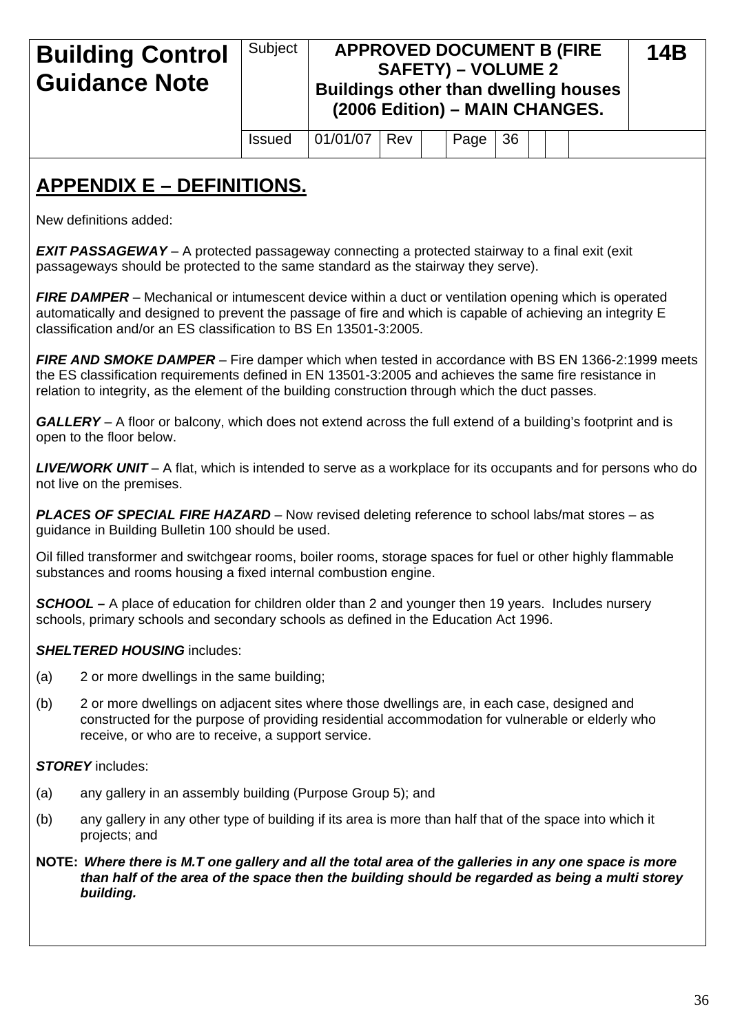| Building Control Guidance Note | Subject | APPROVED DOCUMENT B (FIRE SAFETY) – VOLUME 2 Buildings other than dwelling houses (2006 Edition) – MAIN CHANGES. | 14B |
|---|---|---|---|
| | Issued | 01/01/07 | Rev | Page | 36 |

## APPENDIX E – DEFINITIONS.

New definitions added:

***EXIT PASSAGEWAY*** – A protected passageway connecting a protected stairway to a final exit (exit passageways should be protected to the same standard as the stairway they serve).

***FIRE DAMPER*** – Mechanical or intumescent device within a duct or ventilation opening which is operated automatically and designed to prevent the passage of fire and which is capable of achieving an integrity E classification and/or an ES classification to BS En 13501-3:2005.

***FIRE AND SMOKE DAMPER*** – Fire damper which when tested in accordance with BS EN 1366-2:1999 meets the ES classification requirements defined in EN 13501-3:2005 and achieves the same fire resistance in relation to integrity, as the element of the building construction through which the duct passes.

***GALLERY*** – A floor or balcony, which does not extend across the full extend of a building's footprint and is open to the floor below.

***LIVE/WORK UNIT*** – A flat, which is intended to serve as a workplace for its occupants and for persons who do not live on the premises.

***PLACES OF SPECIAL FIRE HAZARD*** – Now revised deleting reference to school labs/mat stores – as guidance in Building Bulletin 100 should be used.

Oil filled transformer and switchgear rooms, boiler rooms, storage spaces for fuel or other highly flammable substances and rooms housing a fixed internal combustion engine.

***SCHOOL –*** A place of education for children older than 2 and younger then 19 years. Includes nursery schools, primary schools and secondary schools as defined in the Education Act 1996.

***SHELTERED HOUSING*** includes:

(a) 2 or more dwellings in the same building;

(b) 2 or more dwellings on adjacent sites where those dwellings are, in each case, designed and constructed for the purpose of providing residential accommodation for vulnerable or elderly who receive, or who are to receive, a support service.

***STOREY*** includes:

(a) any gallery in an assembly building (Purpose Group 5); and

(b) any gallery in any other type of building if its area is more than half that of the space into which it projects; and

**NOTE:** ***Where there is M.T one gallery and all the total area of the galleries in any one space is more than half of the area of the space then the building should be regarded as being a multi storey building.***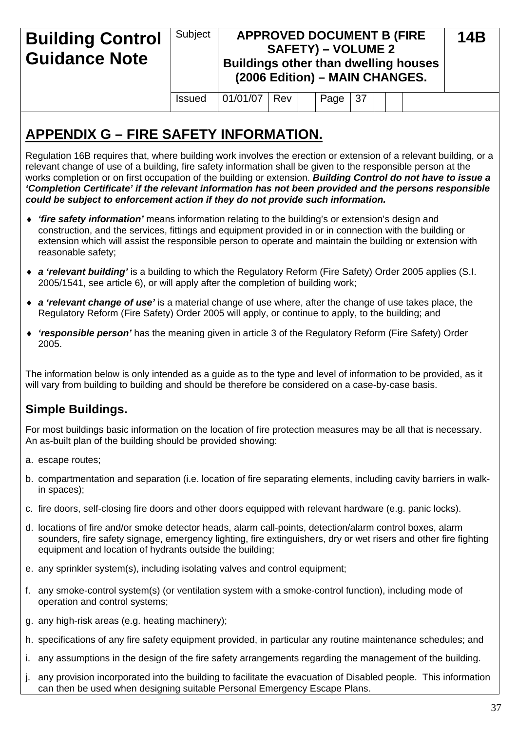# APPENDIX G – FIRE SAFETY INFORMATION.

Regulation 16B requires that, where building work involves the erection or extension of a relevant building, or a relevant change of use of a building, fire safety information shall be given to the responsible person at the works completion or on first occupation of the building or extension. ***Building Control do not have to issue a 'Completion Certificate' if the relevant information has not been provided and the persons responsible could be subject to enforcement action if they do not provide such information.***

- ***'fire safety information'*** means information relating to the building's or extension's design and construction, and the services, fittings and equipment provided in or in connection with the building or extension which will assist the responsible person to operate and maintain the building or extension with reasonable safety;
- ***a 'relevant building'*** is a building to which the Regulatory Reform (Fire Safety) Order 2005 applies (S.I. 2005/1541, see article 6), or will apply after the completion of building work;
- ***a 'relevant change of use'*** is a material change of use where, after the change of use takes place, the Regulatory Reform (Fire Safety) Order 2005 will apply, or continue to apply, to the building; and
- ***'responsible person'*** has the meaning given in article 3 of the Regulatory Reform (Fire Safety) Order 2005.

The information below is only intended as a guide as to the type and level of information to be provided, as it will vary from building to building and should be therefore be considered on a case-by-case basis.

## Simple Buildings.

For most buildings basic information on the location of fire protection measures may be all that is necessary. An as-built plan of the building should be provided showing:

a. escape routes;

b. compartmentation and separation (i.e. location of fire separating elements, including cavity barriers in walk-in spaces);

c. fire doors, self-closing fire doors and other doors equipped with relevant hardware (e.g. panic locks).

d. locations of fire and/or smoke detector heads, alarm call-points, detection/alarm control boxes, alarm sounders, fire safety signage, emergency lighting, fire extinguishers, dry or wet risers and other fire fighting equipment and location of hydrants outside the building;

e. any sprinkler system(s), including isolating valves and control equipment;

f. any smoke-control system(s) (or ventilation system with a smoke-control function), including mode of operation and control systems;

g. any high-risk areas (e.g. heating machinery);

h. specifications of any fire safety equipment provided, in particular any routine maintenance schedules; and

i. any assumptions in the design of the fire safety arrangements regarding the management of the building.

j. any provision incorporated into the building to facilitate the evacuation of Disabled people. This information can then be used when designing suitable Personal Emergency Escape Plans.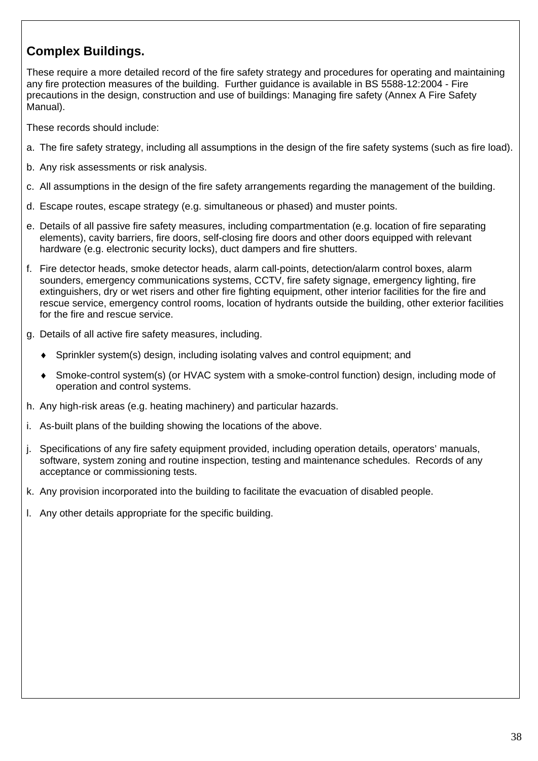## Complex Buildings.

These require a more detailed record of the fire safety strategy and procedures for operating and maintaining any fire protection measures of the building. Further guidance is available in BS 5588-12:2004 - Fire precautions in the design, construction and use of buildings: Managing fire safety (Annex A Fire Safety Manual).

These records should include:

a. The fire safety strategy, including all assumptions in the design of the fire safety systems (such as fire load).

b. Any risk assessments or risk analysis.

c. All assumptions in the design of the fire safety arrangements regarding the management of the building.

d. Escape routes, escape strategy (e.g. simultaneous or phased) and muster points.

e. Details of all passive fire safety measures, including compartmentation (e.g. location of fire separating elements), cavity barriers, fire doors, self-closing fire doors and other doors equipped with relevant hardware (e.g. electronic security locks), duct dampers and fire shutters.

f. Fire detector heads, smoke detector heads, alarm call-points, detection/alarm control boxes, alarm sounders, emergency communications systems, CCTV, fire safety signage, emergency lighting, fire extinguishers, dry or wet risers and other fire fighting equipment, other interior facilities for the fire and rescue service, emergency control rooms, location of hydrants outside the building, other exterior facilities for the fire and rescue service.

g. Details of all active fire safety measures, including.

   - Sprinkler system(s) design, including isolating valves and control equipment; and
   - Smoke-control system(s) (or HVAC system with a smoke-control function) design, including mode of operation and control systems.

h. Any high-risk areas (e.g. heating machinery) and particular hazards.

i. As-built plans of the building showing the locations of the above.

j. Specifications of any fire safety equipment provided, including operation details, operators' manuals, software, system zoning and routine inspection, testing and maintenance schedules. Records of any acceptance or commissioning tests.

k. Any provision incorporated into the building to facilitate the evacuation of disabled people.

l. Any other details appropriate for the specific building.